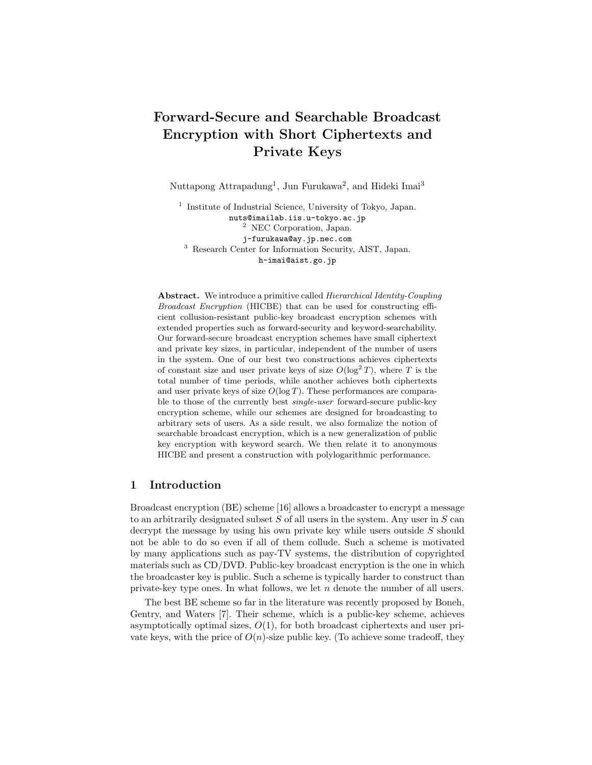# Forward-Secure and Searchable Broadcast Encryption with Short Ciphertexts and Private Keys

Nuttapong Attrapadung[1], Jun Furukawa[2], and Hideki Imai[3]

[1] Institute of Industrial Science, University of Tokyo, Japan.
nuts@imailab.iis.u-tokyo.ac.jp
[2] NEC Corporation, Japan.
j-furukawa@ay.jp.nec.com
[3] Research Center for Information Security, AIST, Japan.
h-imai@aist.go.jp

**Abstract.** We introduce a primitive called *Hierarchical Identity-Coupling Broadcast Encryption* (HICBE) that can be used for constructing efficient collusion-resistant public-key broadcast encryption schemes with extended properties such as forward-security and keyword-searchability. Our forward-secure broadcast encryption schemes have small ciphertext and private key sizes, in particular, independent of the number of users in the system. One of our best two constructions achieves ciphertexts of constant size and user private keys of size $O(\log^2 T)$, where $T$ is the total number of time periods, while another achieves both ciphertexts and user private keys of size $O(\log T)$. These performances are comparable to those of the currently best *single-user* forward-secure public-key encryption scheme, while our schemes are designed for broadcasting to arbitrary sets of users. As a side result, we also formalize the notion of searchable broadcast encryption, which is a new generalization of public key encryption with keyword search. We then relate it to anonymous HICBE and present a construction with polylogarithmic performance.

## 1 Introduction

Broadcast encryption (BE) scheme [16] allows a broadcaster to encrypt a message to an arbitrarily designated subset $S$ of all users in the system. Any user in $S$ can decrypt the message by using his own private key while users outside $S$ should not be able to do so even if all of them collude. Such a scheme is motivated by many applications such as pay-TV systems, the distribution of copyrighted materials such as CD/DVD. Public-key broadcast encryption is the one in which the broadcaster key is public. Such a scheme is typically harder to construct than private-key type ones. In what follows, we let $n$ denote the number of all users.

The best BE scheme so far in the literature was recently proposed by Boneh, Gentry, and Waters [7]. Their scheme, which is a public-key scheme, achieves asymptotically optimal sizes, $O(1)$, for both broadcast ciphertexts and user private keys, with the price of $O(n)$-size public key. (To achieve some tradeoff, they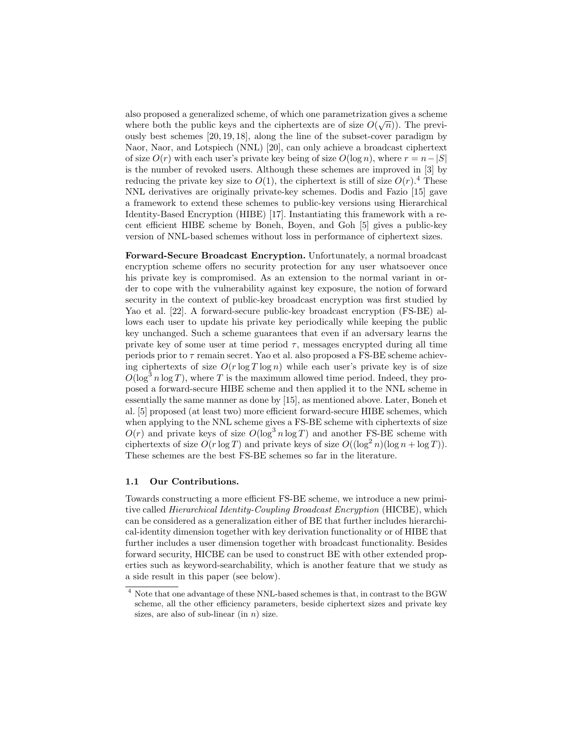also proposed a generalized scheme, of which one parametrization gives a scheme where both the public keys and the ciphertexts are of size $O(\sqrt{n})$). The previously best schemes [20, 19, 18], along the line of the subset-cover paradigm by Naor, Naor, and Lotspiech (NNL) [20], can only achieve a broadcast ciphertext of size $O(r)$ with each user's private key being of size $O(\log n)$, where $r = n - |S|$ is the number of revoked users. Although these schemes are improved in [3] by reducing the private key size to $O(1)$, the ciphertext is still of size $O(r)$.[4] These NNL derivatives are originally private-key schemes. Dodis and Fazio [15] gave a framework to extend these schemes to public-key versions using Hierarchical Identity-Based Encryption (HIBE) [17]. Instantiating this framework with a recent efficient HIBE scheme by Boneh, Boyen, and Goh [5] gives a public-key version of NNL-based schemes without loss in performance of ciphertext sizes.

**Forward-Secure Broadcast Encryption.** Unfortunately, a normal broadcast encryption scheme offers no security protection for any user whatsoever once his private key is compromised. As an extension to the normal variant in order to cope with the vulnerability against key exposure, the notion of forward security in the context of public-key broadcast encryption was first studied by Yao et al. [22]. A forward-secure public-key broadcast encryption (FS-BE) allows each user to update his private key periodically while keeping the public key unchanged. Such a scheme guarantees that even if an adversary learns the private key of some user at time period $\tau$, messages encrypted during all time periods prior to $\tau$ remain secret. Yao et al. also proposed a FS-BE scheme achieving ciphertexts of size $O(r \log T \log n)$ while each user's private key is of size $O(\log^3 n \log T)$, where $T$ is the maximum allowed time period. Indeed, they proposed a forward-secure HIBE scheme and then applied it to the NNL scheme in essentially the same manner as done by [15], as mentioned above. Later, Boneh et al. [5] proposed (at least two) more efficient forward-secure HIBE schemes, which when applying to the NNL scheme gives a FS-BE scheme with ciphertexts of size $O(r)$ and private keys of size $O(\log^3 n \log T)$ and another FS-BE scheme with ciphertexts of size $O(r \log T)$ and private keys of size $O((\log^2 n)(\log n + \log T))$. These schemes are the best FS-BE schemes so far in the literature.

### 1.1 Our Contributions.

Towards constructing a more efficient FS-BE scheme, we introduce a new primitive called *Hierarchical Identity-Coupling Broadcast Encryption* (HICBE), which can be considered as a generalization either of BE that further includes hierarchical-identity dimension together with key derivation functionality or of HIBE that further includes a user dimension together with broadcast functionality. Besides forward security, HICBE can be used to construct BE with other extended properties such as keyword-searchability, which is another feature that we study as a side result in this paper (see below).

[4] Note that one advantage of these NNL-based schemes is that, in contrast to the BGW scheme, all the other efficiency parameters, beside ciphertext sizes and private key sizes, are also of sub-linear (in $n$) size.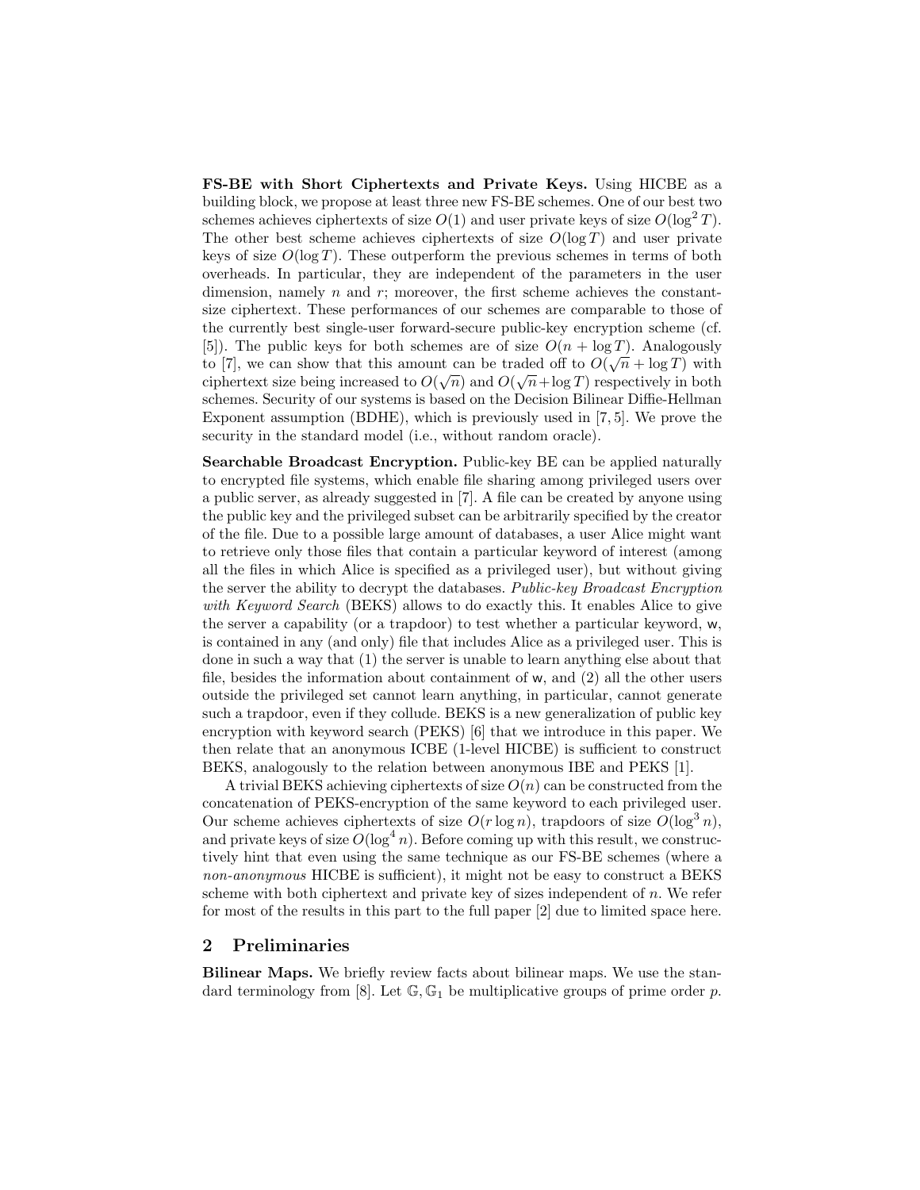**FS-BE with Short Ciphertexts and Private Keys.** Using HICBE as a building block, we propose at least three new FS-BE schemes. One of our best two schemes achieves ciphertexts of size $O(1)$ and user private keys of size $O(\log^2 T)$. The other best scheme achieves ciphertexts of size $O(\log T)$ and user private keys of size $O(\log T)$. These outperform the previous schemes in terms of both overheads. In particular, they are independent of the parameters in the user dimension, namely $n$ and $r$; moreover, the first scheme achieves the constant-size ciphertext. These performances of our schemes are comparable to those of the currently best single-user forward-secure public-key encryption scheme (cf. [5]). The public keys for both schemes are of size $O(n + \log T)$. Analogously to [7], we can show that this amount can be traded off to $O(\sqrt{n} + \log T)$ with ciphertext size being increased to $O(\sqrt{n})$ and $O(\sqrt{n} + \log T)$ respectively in both schemes. Security of our systems is based on the Decision Bilinear Diffie-Hellman Exponent assumption (BDHE), which is previously used in [7, 5]. We prove the security in the standard model (i.e., without random oracle).

**Searchable Broadcast Encryption.** Public-key BE can be applied naturally to encrypted file systems, which enable file sharing among privileged users over a public server, as already suggested in [7]. A file can be created by anyone using the public key and the privileged subset can be arbitrarily specified by the creator of the file. Due to a possible large amount of databases, a user Alice might want to retrieve only those files that contain a particular keyword of interest (among all the files in which Alice is specified as a privileged user), but without giving the server the ability to decrypt the databases. *Public-key Broadcast Encryption with Keyword Search* (BEKS) allows to do exactly this. It enables Alice to give the server a capability (or a trapdoor) to test whether a particular keyword, $\mathsf{w}$, is contained in any (and only) file that includes Alice as a privileged user. This is done in such a way that (1) the server is unable to learn anything else about that file, besides the information about containment of $\mathsf{w}$, and (2) all the other users outside the privileged set cannot learn anything, in particular, cannot generate such a trapdoor, even if they collude. BEKS is a new generalization of public key encryption with keyword search (PEKS) [6] that we introduce in this paper. We then relate that an anonymous ICBE (1-level HICBE) is sufficient to construct BEKS, analogously to the relation between anonymous IBE and PEKS [1].

A trivial BEKS achieving ciphertexts of size $O(n)$ can be constructed from the concatenation of PEKS-encryption of the same keyword to each privileged user. Our scheme achieves ciphertexts of size $O(r \log n)$, trapdoors of size $O(\log^3 n)$, and private keys of size $O(\log^4 n)$. Before coming up with this result, we constructively hint that even using the same technique as our FS-BE schemes (where a *non-anonymous* HICBE is sufficient), it might not be easy to construct a BEKS scheme with both ciphertext and private key of sizes independent of $n$. We refer for most of the results in this part to the full paper [2] due to limited space here.

## 2 Preliminaries

**Bilinear Maps.** We briefly review facts about bilinear maps. We use the standard terminology from [8]. Let $\mathbb{G}, \mathbb{G}_1$ be multiplicative groups of prime order $p$.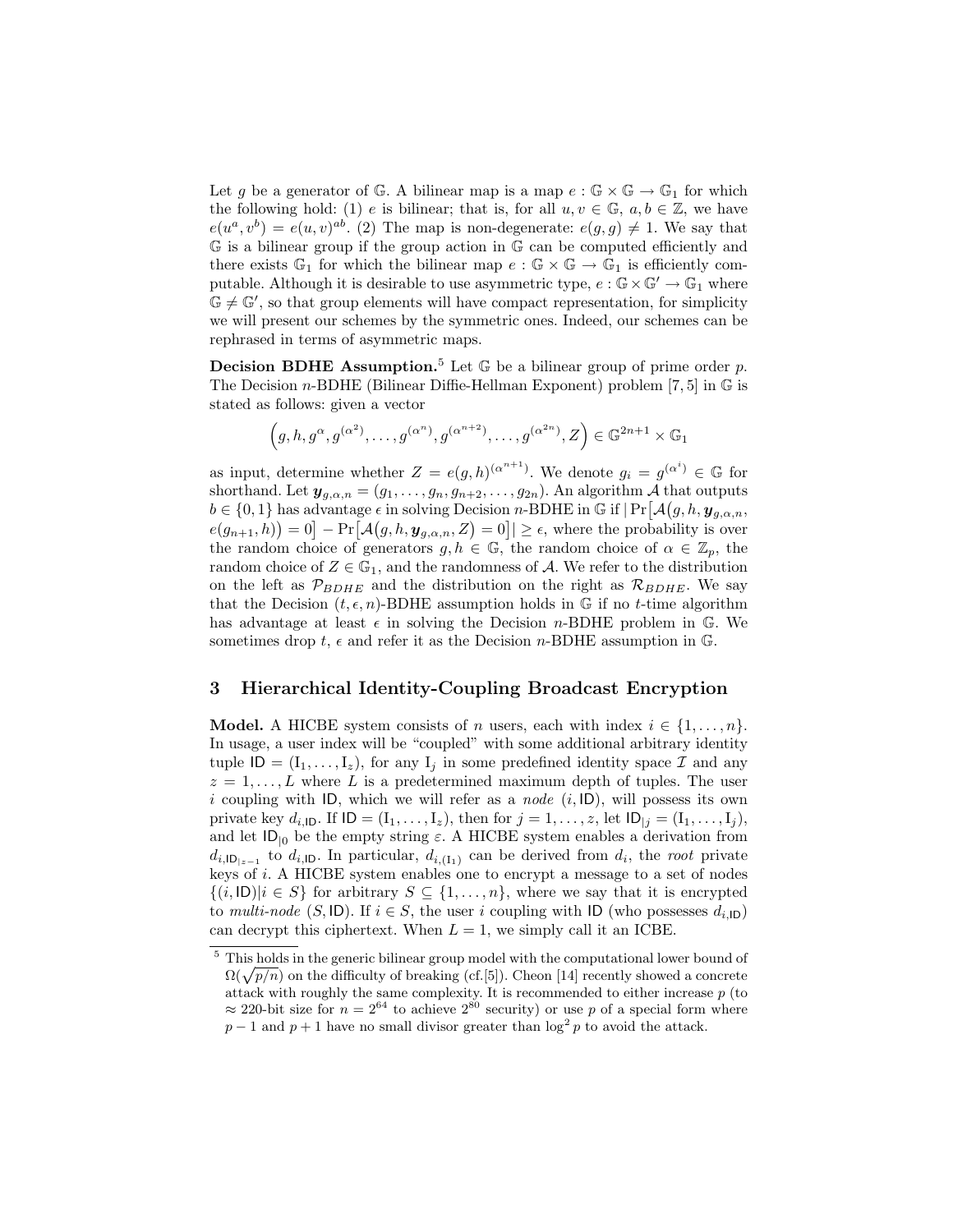Let $g$ be a generator of $\mathbb{G}$. A bilinear map is a map $e : \mathbb{G} \times \mathbb{G} \to \mathbb{G}_1$ for which the following hold: (1) $e$ is bilinear; that is, for all $u, v \in \mathbb{G}$, $a, b \in \mathbb{Z}$, we have $e(u^a, v^b) = e(u, v)^{ab}$. (2) The map is non-degenerate: $e(g, g) \neq 1$. We say that $\mathbb{G}$ is a bilinear group if the group action in $\mathbb{G}$ can be computed efficiently and there exists $\mathbb{G}_1$ for which the bilinear map $e : \mathbb{G} \times \mathbb{G} \to \mathbb{G}_1$ is efficiently computable. Although it is desirable to use asymmetric type, $e : \mathbb{G} \times \mathbb{G}' \to \mathbb{G}_1$ where $\mathbb{G} \neq \mathbb{G}'$, so that group elements will have compact representation, for simplicity we will present our schemes by the symmetric ones. Indeed, our schemes can be rephrased in terms of asymmetric maps.

**Decision BDHE Assumption.**[5] Let $\mathbb{G}$ be a bilinear group of prime order $p$. The Decision $n$-BDHE (Bilinear Diffie-Hellman Exponent) problem [7, 5] in $\mathbb{G}$ is stated as follows: given a vector

$$\left(g, h, g^{\alpha}, g^{(\alpha^2)}, \ldots, g^{(\alpha^n)}, g^{(\alpha^{n+2})}, \ldots, g^{(\alpha^{2n})}, Z\right) \in \mathbb{G}^{2n+1} \times \mathbb{G}_1$$

as input, determine whether $Z = e(g, h)^{(\alpha^{n+1})}$. We denote $g_i = g^{(\alpha^i)} \in \mathbb{G}$ for shorthand. Let $\boldsymbol{y}_{g,\alpha,n} = (g_1, \ldots, g_n, g_{n+2}, \ldots, g_{2n})$. An algorithm $\mathcal{A}$ that outputs $b \in \{0, 1\}$ has advantage $\epsilon$ in solving Decision $n$-BDHE in $\mathbb{G}$ if $|\Pr\big[\mathcal{A}\big(g, h, \boldsymbol{y}_{g,\alpha,n}, e(g_{n+1}, h)\big) = 0\big] - \Pr\big[\mathcal{A}\big(g, h, \boldsymbol{y}_{g,\alpha,n}, Z\big) = 0\big]| \geq \epsilon$, where the probability is over the random choice of generators $g, h \in \mathbb{G}$, the random choice of $\alpha \in \mathbb{Z}_p$, the random choice of $Z \in \mathbb{G}_1$, and the randomness of $\mathcal{A}$. We refer to the distribution on the left as $\mathcal{P}_{BDHE}$ and the distribution on the right as $\mathcal{R}_{BDHE}$. We say that the Decision $(t, \epsilon, n)$-BDHE assumption holds in $\mathbb{G}$ if no $t$-time algorithm has advantage at least $\epsilon$ in solving the Decision $n$-BDHE problem in $\mathbb{G}$. We sometimes drop $t$, $\epsilon$ and refer it as the Decision $n$-BDHE assumption in $\mathbb{G}$.

## 3 Hierarchical Identity-Coupling Broadcast Encryption

**Model.** A HICBE system consists of $n$ users, each with index $i \in \{1, \ldots, n\}$. In usage, a user index will be "coupled" with some additional arbitrary identity tuple $\mathsf{ID} = (\mathrm{I}_1, \ldots, \mathrm{I}_z)$, for any $\mathrm{I}_j$ in some predefined identity space $\mathcal{I}$ and any $z = 1, \ldots, L$ where $L$ is a predetermined maximum depth of tuples. The user $i$ coupling with $\mathsf{ID}$, which we will refer as a *node* $(i, \mathsf{ID})$, will possess its own private key $d_{i,\mathsf{ID}}$. If $\mathsf{ID} = (\mathrm{I}_1, \ldots, \mathrm{I}_z)$, then for $j = 1, \ldots, z$, let $\mathsf{ID}_{|j} = (\mathrm{I}_1, \ldots, \mathrm{I}_j)$, and let $\mathsf{ID}_{|0}$ be the empty string $\varepsilon$. A HICBE system enables a derivation from $d_{i,\mathsf{ID}_{|z-1}}$ to $d_{i,\mathsf{ID}}$. In particular, $d_{i,(\mathrm{I}_1)}$ can be derived from $d_i$, the *root* private keys of $i$. A HICBE system enables one to encrypt a message to a set of nodes $\{(i, \mathsf{ID}) | i \in S\}$ for arbitrary $S \subseteq \{1, \ldots, n\}$, where we say that it is encrypted to *multi-node* $(S, \mathsf{ID})$. If $i \in S$, the user $i$ coupling with $\mathsf{ID}$ (who possesses $d_{i,\mathsf{ID}}$) can decrypt this ciphertext. When $L = 1$, we simply call it an ICBE.

[5] This holds in the generic bilinear group model with the computational lower bound of $\Omega(\sqrt{p/n})$ on the difficulty of breaking (cf.[5]). Cheon [14] recently showed a concrete attack with roughly the same complexity. It is recommended to either increase $p$ (to $\approx$ 220-bit size for $n = 2^{64}$ to achieve $2^{80}$ security) or use $p$ of a special form where $p - 1$ and $p + 1$ have no small divisor greater than $\log^2 p$ to avoid the attack.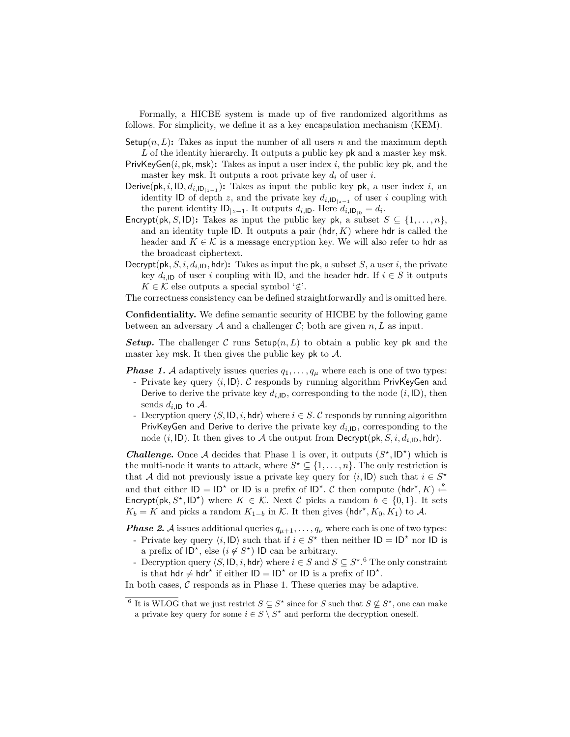Formally, a HICBE system is made up of five randomized algorithms as follows. For simplicity, we define it as a key encapsulation mechanism (KEM).

$\mathsf{Setup}(n, L)$**:** Takes as input the number of all users $n$ and the maximum depth $L$ of the identity hierarchy. It outputs a public key $\mathsf{pk}$ and a master key $\mathsf{msk}$.

$\mathsf{PrivKeyGen}(i, \mathsf{pk}, \mathsf{msk})$**:** Takes as input a user index $i$, the public key $\mathsf{pk}$, and the master key $\mathsf{msk}$. It outputs a root private key $d_i$ of user $i$.

$\mathsf{Derive}(\mathsf{pk}, i, \mathsf{ID}, d_{i,\mathsf{ID}_{|z-1}})$**:** Takes as input the public key $\mathsf{pk}$, a user index $i$, an identity $\mathsf{ID}$ of depth $z$, and the private key $d_{i,\mathsf{ID}_{|z-1}}$ of user $i$ coupling with the parent identity $\mathsf{ID}_{|z-1}$. It outputs $d_{i,\mathsf{ID}}$. Here $d_{i,\mathsf{ID}_{|0}} = d_i$.

$\mathsf{Encrypt}(\mathsf{pk}, S, \mathsf{ID})$**:** Takes as input the public key $\mathsf{pk}$, a subset $S \subseteq \{1, \ldots, n\}$, and an identity tuple $\mathsf{ID}$. It outputs a pair $(\mathsf{hdr}, K)$ where $\mathsf{hdr}$ is called the header and $K \in \mathcal{K}$ is a message encryption key. We will also refer to $\mathsf{hdr}$ as the broadcast ciphertext.

$\mathsf{Decrypt}(\mathsf{pk}, S, i, d_{i,\mathsf{ID}}, \mathsf{hdr})$**:** Takes as input the $\mathsf{pk}$, a subset $S$, a user $i$, the private key $d_{i,\mathsf{ID}}$ of user $i$ coupling with $\mathsf{ID}$, and the header $\mathsf{hdr}$. If $i \in S$ it outputs $K \in \mathcal{K}$ else outputs a special symbol '$\notin$'.

The correctness consistency can be defined straightforwardly and is omitted here.

**Confidentiality.** We define semantic security of HICBE by the following game between an adversary $\mathcal{A}$ and a challenger $\mathcal{C}$; both are given $n, L$ as input.

***Setup.*** The challenger $\mathcal{C}$ runs $\mathsf{Setup}(n, L)$ to obtain a public key $\mathsf{pk}$ and the master key $\mathsf{msk}$. It then gives the public key $\mathsf{pk}$ to $\mathcal{A}$.

***Phase 1.*** $\mathcal{A}$ adaptively issues queries $q_1, \ldots, q_\mu$ where each is one of two types:

- Private key query $\langle i, \mathsf{ID} \rangle$. $\mathcal{C}$ responds by running algorithm $\mathsf{PrivKeyGen}$ and $\mathsf{Derive}$ to derive the private key $d_{i,\mathsf{ID}}$, corresponding to the node $(i, \mathsf{ID})$, then sends $d_{i,\mathsf{ID}}$ to $\mathcal{A}$.
- Decryption query $\langle S, \mathsf{ID}, i, \mathsf{hdr} \rangle$ where $i \in S$. $\mathcal{C}$ responds by running algorithm $\mathsf{PrivKeyGen}$ and $\mathsf{Derive}$ to derive the private key $d_{i,\mathsf{ID}}$, corresponding to the node $(i, \mathsf{ID})$. It then gives to $\mathcal{A}$ the output from $\mathsf{Decrypt}(\mathsf{pk}, S, i, d_{i,\mathsf{ID}}, \mathsf{hdr})$.

***Challenge.*** Once $\mathcal{A}$ decides that Phase 1 is over, it outputs $(S^\star, \mathsf{ID}^\star)$ which is the multi-node it wants to attack, where $S^\star \subseteq \{1, \ldots, n\}$. The only restriction is that $\mathcal{A}$ did not previously issue a private key query for $\langle i, \mathsf{ID} \rangle$ such that $i \in S^\star$ and that either $\mathsf{ID} = \mathsf{ID}^\star$ or $\mathsf{ID}$ is a prefix of $\mathsf{ID}^\star$. $\mathcal{C}$ then compute $(\mathsf{hdr}^\star, K) \stackrel{R}{\leftarrow} \mathsf{Encrypt}(\mathsf{pk}, S^\star, \mathsf{ID}^\star)$ where $K \in \mathcal{K}$. Next $\mathcal{C}$ picks a random $b \in \{0, 1\}$. It sets $K_b = K$ and picks a random $K_{1-b}$ in $\mathcal{K}$. It then gives $(\mathsf{hdr}^\star, K_0, K_1)$ to $\mathcal{A}$.

***Phase 2.*** $\mathcal{A}$ issues additional queries $q_{\mu+1}, \ldots, q_\nu$ where each is one of two types:

- Private key query $\langle i, \mathsf{ID} \rangle$ such that if $i \in S^\star$ then neither $\mathsf{ID} = \mathsf{ID}^\star$ nor $\mathsf{ID}$ is a prefix of $\mathsf{ID}^\star$, else ($i \notin S^\star$) $\mathsf{ID}$ can be arbitrary.
- Decryption query $\langle S, \mathsf{ID}, i, \mathsf{hdr} \rangle$ where $i \in S$ and $S \subseteq S^\star$.[6] The only constraint is that $\mathsf{hdr} \neq \mathsf{hdr}^\star$ if either $\mathsf{ID} = \mathsf{ID}^\star$ or $\mathsf{ID}$ is a prefix of $\mathsf{ID}^\star$.

In both cases, $\mathcal{C}$ responds as in Phase 1. These queries may be adaptive.

---

[6] It is WLOG that we just restrict $S \subseteq S^\star$ since for $S$ such that $S \not\subseteq S^\star$, one can make a private key query for some $i \in S \setminus S^\star$ and perform the decryption oneself.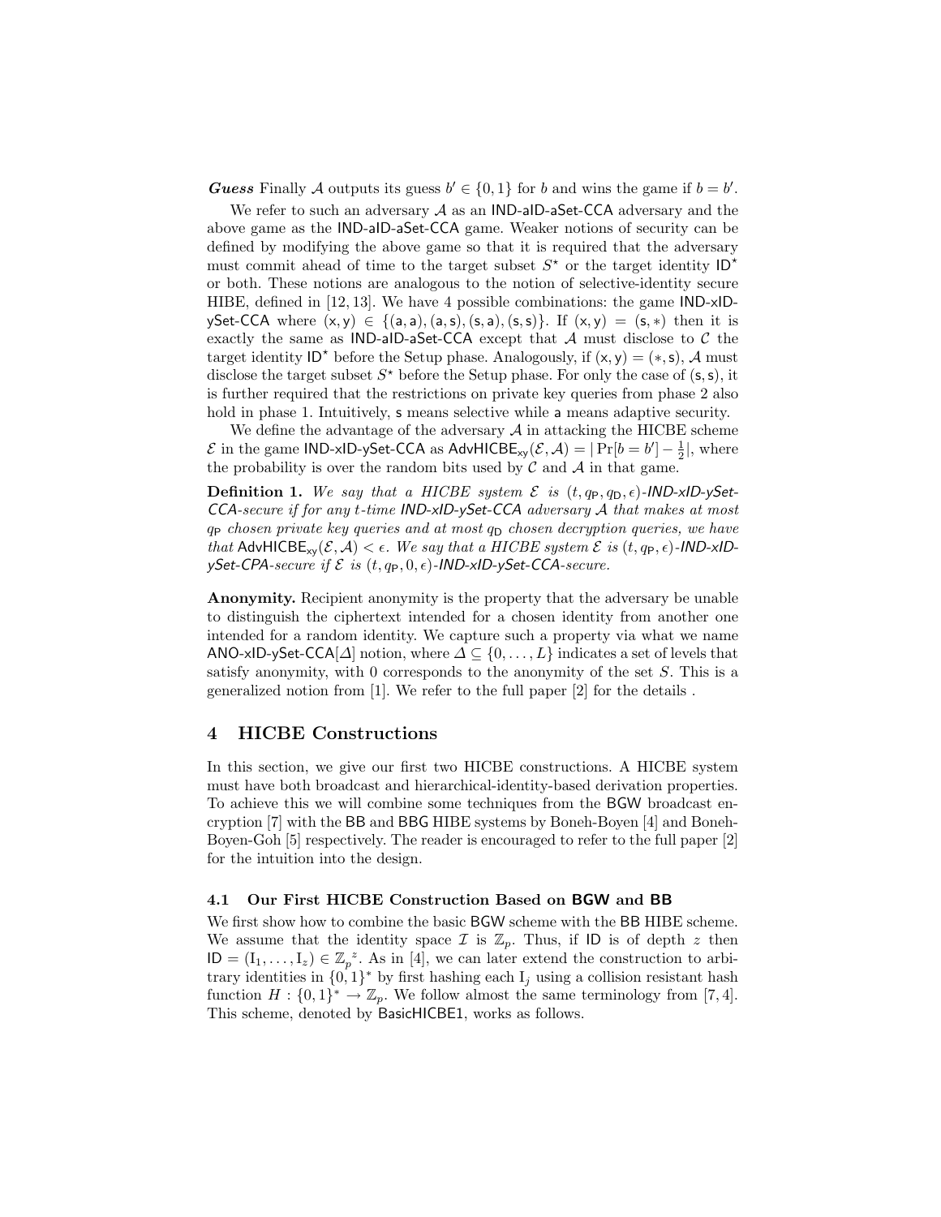***Guess*** Finally $\mathcal{A}$ outputs its guess $b' \in \{0,1\}$ for $b$ and wins the game if $b = b'$.

We refer to such an adversary $\mathcal{A}$ as an IND-aID-aSet-CCA adversary and the above game as the IND-aID-aSet-CCA game. Weaker notions of security can be defined by modifying the above game so that it is required that the adversary must commit ahead of time to the target subset $S^\star$ or the target identity $\mathsf{ID}^\star$ or both. These notions are analogous to the notion of selective-identity secure HIBE, defined in [12, 13]. We have 4 possible combinations: the game IND-xID-ySet-CCA where $(\mathsf{x},\mathsf{y}) \in \{(\mathsf{a},\mathsf{a}),(\mathsf{a},\mathsf{s}),(\mathsf{s},\mathsf{a}),(\mathsf{s},\mathsf{s})\}$. If $(\mathsf{x},\mathsf{y}) = (\mathsf{s},*)$ then it is exactly the same as IND-aID-aSet-CCA except that $\mathcal{A}$ must disclose to $\mathcal{C}$ the target identity $\mathsf{ID}^\star$ before the Setup phase. Analogously, if $(\mathsf{x},\mathsf{y}) = (*,\mathsf{s})$, $\mathcal{A}$ must disclose the target subset $S^\star$ before the Setup phase. For only the case of $(\mathsf{s},\mathsf{s})$, it is further required that the restrictions on private key queries from phase 2 also hold in phase 1. Intuitively, s means selective while a means adaptive security.

We define the advantage of the adversary $\mathcal{A}$ in attacking the HICBE scheme $\mathcal{E}$ in the game IND-xID-ySet-CCA as $\mathsf{AdvHICBE}_{\mathsf{xy}}(\mathcal{E},\mathcal{A}) = |\Pr[b = b'] - \frac{1}{2}|$, where the probability is over the random bits used by $\mathcal{C}$ and $\mathcal{A}$ in that game.

**Definition 1.** *We say that a HICBE system $\mathcal{E}$ is $(t, q_{\mathsf{P}}, q_{\mathsf{D}}, \epsilon)$-IND-xID-ySet-CCA-secure if for any $t$-time IND-xID-ySet-CCA adversary $\mathcal{A}$ that makes at most $q_{\mathsf{P}}$ chosen private key queries and at most $q_{\mathsf{D}}$ chosen decryption queries, we have that $\mathsf{AdvHICBE}_{\mathsf{xy}}(\mathcal{E},\mathcal{A}) < \epsilon$. We say that a HICBE system $\mathcal{E}$ is $(t, q_{\mathsf{P}}, \epsilon)$-IND-xID-ySet-CPA-secure if $\mathcal{E}$ is $(t, q_{\mathsf{P}}, 0, \epsilon)$-IND-xID-ySet-CCA-secure.*

**Anonymity.** Recipient anonymity is the property that the adversary be unable to distinguish the ciphertext intended for a chosen identity from another one intended for a random identity. We capture such a property via what we name ANO-xID-ySet-CCA$[\Delta]$ notion, where $\Delta \subseteq \{0,\ldots,L\}$ indicates a set of levels that satisfy anonymity, with 0 corresponds to the anonymity of the set $S$. This is a generalized notion from [1]. We refer to the full paper [2] for the details .

## 4 HICBE Constructions

In this section, we give our first two HICBE constructions. A HICBE system must have both broadcast and hierarchical-identity-based derivation properties. To achieve this we will combine some techniques from the BGW broadcast encryption [7] with the BB and BBG HIBE systems by Boneh-Boyen [4] and Boneh-Boyen-Goh [5] respectively. The reader is encouraged to refer to the full paper [2] for the intuition into the design.

### 4.1 Our First HICBE Construction Based on BGW and BB

We first show how to combine the basic BGW scheme with the BB HIBE scheme. We assume that the identity space $\mathcal{I}$ is $\mathbb{Z}_p$. Thus, if ID is of depth $z$ then $\mathsf{ID} = (\mathrm{I}_1,\ldots,\mathrm{I}_z) \in {\mathbb{Z}_p}^z$. As in [4], we can later extend the construction to arbitrary identities in $\{0,1\}^*$ by first hashing each $\mathrm{I}_j$ using a collision resistant hash function $H : \{0,1\}^* \to \mathbb{Z}_p$. We follow almost the same terminology from [7, 4]. This scheme, denoted by BasicHICBE1, works as follows.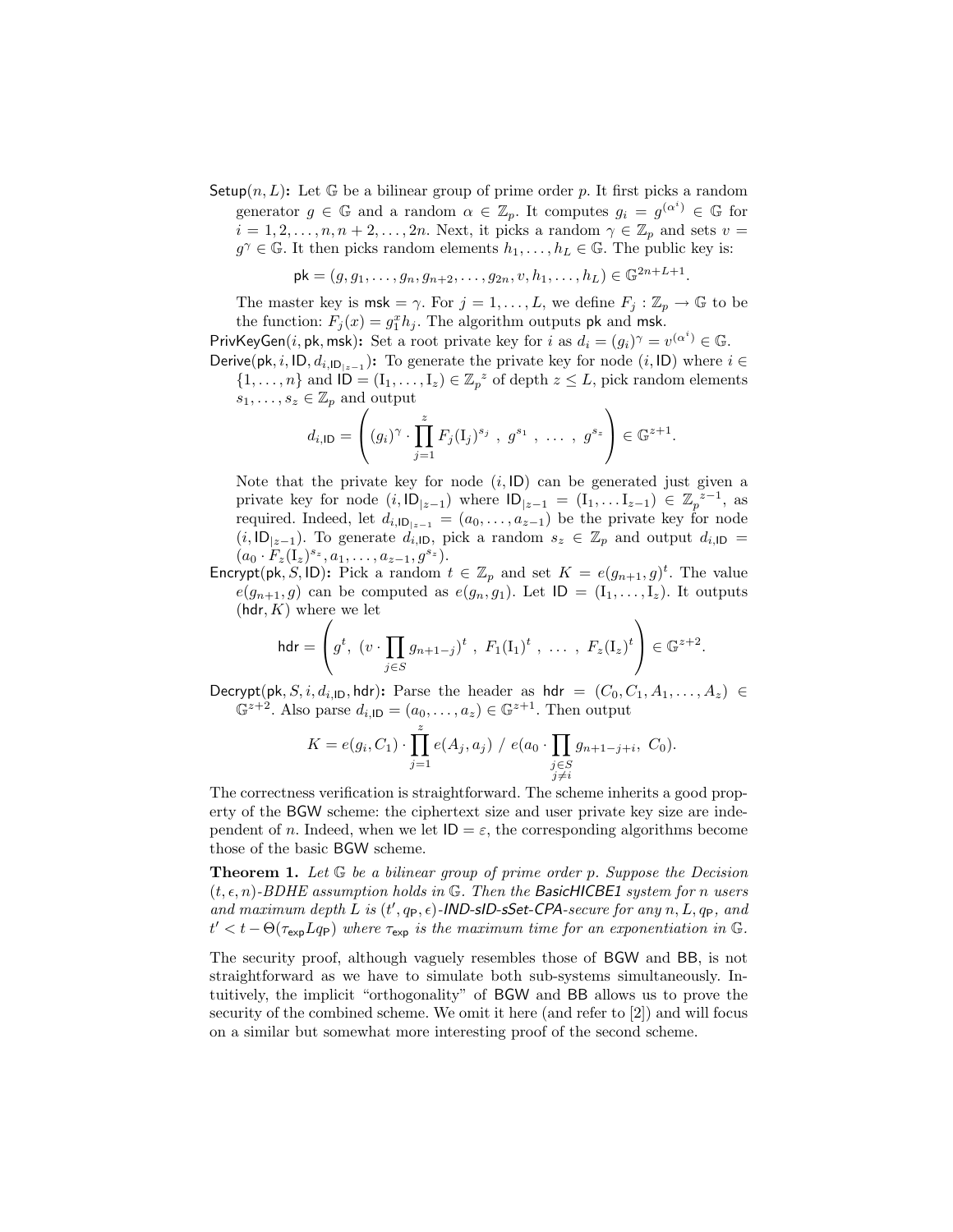**Setup$(n, L)$:** Let $\mathbb{G}$ be a bilinear group of prime order $p$. It first picks a random generator $g \in \mathbb{G}$ and a random $\alpha \in \mathbb{Z}_p$. It computes $g_i = g^{(\alpha^i)} \in \mathbb{G}$ for $i = 1, 2, \ldots, n, n+2, \ldots, 2n$. Next, it picks a random $\gamma \in \mathbb{Z}_p$ and sets $v = g^\gamma \in \mathbb{G}$. It then picks random elements $h_1, \ldots, h_L \in \mathbb{G}$. The public key is:

$$\mathsf{pk} = (g, g_1, \ldots, g_n, g_{n+2}, \ldots, g_{2n}, v, h_1, \ldots, h_L) \in \mathbb{G}^{2n+L+1}.$$

The master key is $\mathsf{msk} = \gamma$. For $j = 1, \ldots, L$, we define $F_j : \mathbb{Z}_p \to \mathbb{G}$ to be the function: $F_j(x) = g_1^x h_j$. The algorithm outputs $\mathsf{pk}$ and $\mathsf{msk}$.

**PrivKeyGen$(i, \mathsf{pk}, \mathsf{msk})$:** Set a root private key for $i$ as $d_i = (g_i)^\gamma = v^{(\alpha^i)} \in \mathbb{G}$.

**Derive$(\mathsf{pk}, i, \mathsf{ID}, d_{i,\mathsf{ID}_{|z-1}})$:** To generate the private key for node $(i, \mathsf{ID})$ where $i \in \{1, \ldots, n\}$ and $\mathsf{ID} = (\mathrm{I}_1, \ldots, \mathrm{I}_z) \in \mathbb{Z}_p{}^z$ of depth $z \leq L$, pick random elements $s_1, \ldots, s_z \in \mathbb{Z}_p$ and output

$$d_{i,\mathsf{ID}} = \left( (g_i)^\gamma \cdot \prod_{j=1}^{z} F_j(\mathrm{I}_j)^{s_j} \ , \ g^{s_1} \ , \ \ldots \ , \ g^{s_z} \right) \in \mathbb{G}^{z+1}.$$

Note that the private key for node $(i, \mathsf{ID})$ can be generated just given a private key for node $(i, \mathsf{ID}_{|z-1})$ where $\mathsf{ID}_{|z-1} = (\mathrm{I}_1, \ldots \mathrm{I}_{z-1}) \in \mathbb{Z}_p{}^{z-1}$, as required. Indeed, let $d_{i,\mathsf{ID}_{|z-1}} = (a_0, \ldots, a_{z-1})$ be the private key for node $(i, \mathsf{ID}_{|z-1})$. To generate $d_{i,\mathsf{ID}}$, pick a random $s_z \in \mathbb{Z}_p$ and output $d_{i,\mathsf{ID}} = (a_0 \cdot F_z(\mathrm{I}_z)^{s_z}, a_1, \ldots, a_{z-1}, g^{s_z})$.

**Encrypt$(\mathsf{pk}, S, \mathsf{ID})$:** Pick a random $t \in \mathbb{Z}_p$ and set $K = e(g_{n+1}, g)^t$. The value $e(g_{n+1}, g)$ can be computed as $e(g_n, g_1)$. Let $\mathsf{ID} = (\mathrm{I}_1, \ldots, \mathrm{I}_z)$. It outputs $(\mathsf{hdr}, K)$ where we let

$$\mathsf{hdr} = \left( g^t, \ (v \cdot \prod_{j \in S} g_{n+1-j})^t \ , \ F_1(\mathrm{I}_1)^t \ , \ \ldots \ , \ F_z(\mathrm{I}_z)^t \right) \in \mathbb{G}^{z+2}.$$

**Decrypt$(\mathsf{pk}, S, i, d_{i,\mathsf{ID}}, \mathsf{hdr})$:** Parse the header as $\mathsf{hdr} = (C_0, C_1, A_1, \ldots, A_z) \in \mathbb{G}^{z+2}$. Also parse $d_{i,\mathsf{ID}} = (a_0, \ldots, a_z) \in \mathbb{G}^{z+1}$. Then output

$$K = e(g_i, C_1) \cdot \prod_{j=1}^{z} e(A_j, a_j) \ / \ e(a_0 \cdot \prod_{\substack{j \in S \\ j \neq i}} g_{n+1-j+i}, \ C_0).$$

The correctness verification is straightforward. The scheme inherits a good property of the BGW scheme: the ciphertext size and user private key size are independent of $n$. Indeed, when we let $\mathsf{ID} = \varepsilon$, the corresponding algorithms become those of the basic BGW scheme.

**Theorem 1.** *Let $\mathbb{G}$ be a bilinear group of prime order $p$. Suppose the Decision $(t, \epsilon, n)$-BDHE assumption holds in $\mathbb{G}$. Then the* **BasicHICBE1** *system for $n$ users and maximum depth $L$ is $(t', q_{\mathsf{P}}, \epsilon)$-IND-sID-sSet-CPA-secure for any $n, L, q_{\mathsf{P}}$, and $t' < t - \Theta(\tau_{\mathsf{exp}} L q_{\mathsf{P}})$ where $\tau_{\mathsf{exp}}$ is the maximum time for an exponentiation in $\mathbb{G}$.*

The security proof, although vaguely resembles those of BGW and BB, is not straightforward as we have to simulate both sub-systems simultaneously. Intuitively, the implicit "orthogonality" of BGW and BB allows us to prove the security of the combined scheme. We omit it here (and refer to [2]) and will focus on a similar but somewhat more interesting proof of the second scheme.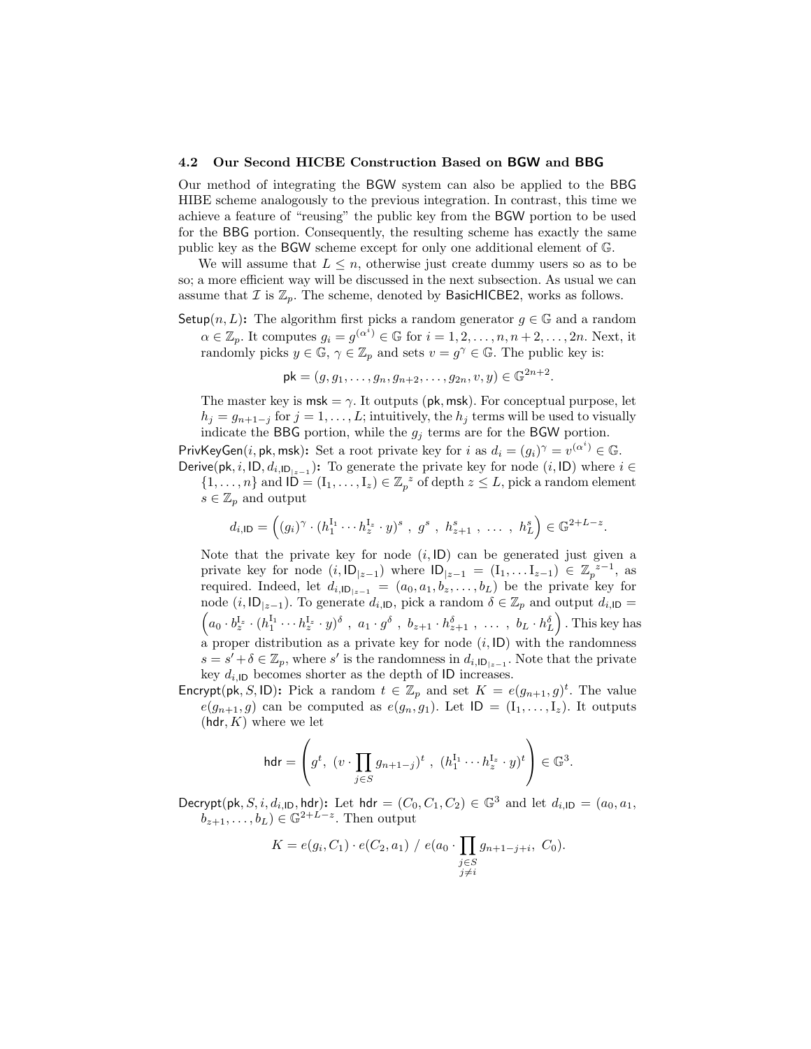### 4.2 Our Second HICBE Construction Based on BGW and BBG

Our method of integrating the BGW system can also be applied to the BBG HIBE scheme analogously to the previous integration. In contrast, this time we achieve a feature of "reusing" the public key from the BGW portion to be used for the BBG portion. Consequently, the resulting scheme has exactly the same public key as the BGW scheme except for only one additional element of $\mathbb{G}$.

We will assume that $L \leq n$, otherwise just create dummy users so as to be so; a more efficient way will be discussed in the next subsection. As usual we can assume that $\mathcal{I}$ is $\mathbb{Z}_p$. The scheme, denoted by BasicHICBE2, works as follows.

**Setup$(n, L)$:** The algorithm first picks a random generator $g \in \mathbb{G}$ and a random $\alpha \in \mathbb{Z}_p$. It computes $g_i = g^{(\alpha^i)} \in \mathbb{G}$ for $i = 1, 2, \ldots, n, n+2, \ldots, 2n$. Next, it randomly picks $y \in \mathbb{G}$, $\gamma \in \mathbb{Z}_p$ and sets $v = g^\gamma \in \mathbb{G}$. The public key is:

$$\mathsf{pk} = (g, g_1, \ldots, g_n, g_{n+2}, \ldots, g_{2n}, v, y) \in \mathbb{G}^{2n+2}.$$

The master key is $\mathsf{msk} = \gamma$. It outputs $(\mathsf{pk}, \mathsf{msk})$. For conceptual purpose, let $h_j = g_{n+1-j}$ for $j = 1, \ldots, L$; intuitively, the $h_j$ terms will be used to visually indicate the BBG portion, while the $g_j$ terms are for the BGW portion.

**PrivKeyGen$(i, \mathsf{pk}, \mathsf{msk})$:** Set a root private key for $i$ as $d_i = (g_i)^\gamma = v^{(\alpha^i)} \in \mathbb{G}$.

**Derive$(\mathsf{pk}, i, \mathsf{ID}, d_{i,\mathsf{ID}_{|z-1}})$:** To generate the private key for node $(i, \mathsf{ID})$ where $i \in \{1, \ldots, n\}$ and $\mathsf{ID} = (\mathrm{I}_1, \ldots, \mathrm{I}_z) \in {\mathbb{Z}_p}^z$ of depth $z \leq L$, pick a random element $s \in \mathbb{Z}_p$ and output

$$d_{i,\mathsf{ID}} = \Big( (g_i)^\gamma \cdot (h_1^{\mathrm{I}_1} \cdots h_z^{\mathrm{I}_z} \cdot y)^s \ , \ g^s \ , \ h_{z+1}^s \ , \ \ldots \ , \ h_L^s \Big) \in \mathbb{G}^{2+L-z}.$$

Note that the private key for node $(i, \mathsf{ID})$ can be generated just given a private key for node $(i, \mathsf{ID}_{|z-1})$ where $\mathsf{ID}_{|z-1} = (\mathrm{I}_1, \ldots \mathrm{I}_{z-1}) \in {\mathbb{Z}_p}^{z-1}$, as required. Indeed, let $d_{i,\mathsf{ID}_{|z-1}} = (a_0, a_1, b_z, \ldots, b_L)$ be the private key for node $(i, \mathsf{ID}_{|z-1})$. To generate $d_{i,\mathsf{ID}}$, pick a random $\delta \in \mathbb{Z}_p$ and output $d_{i,\mathsf{ID}} = \Big( a_0 \cdot b_z^{\mathrm{I}_z} \cdot (h_1^{\mathrm{I}_1} \cdots h_z^{\mathrm{I}_z} \cdot y)^\delta \ , \ a_1 \cdot g^\delta \ , \ b_{z+1} \cdot h_{z+1}^\delta \ , \ \ldots \ , \ b_L \cdot h_L^\delta \Big)$. This key has a proper distribution as a private key for node $(i, \mathsf{ID})$ with the randomness $s = s' + \delta \in \mathbb{Z}_p$, where $s'$ is the randomness in $d_{i,\mathsf{ID}_{|z-1}}$. Note that the private key $d_{i,\mathsf{ID}}$ becomes shorter as the depth of $\mathsf{ID}$ increases.

**Encrypt$(\mathsf{pk}, S, \mathsf{ID})$:** Pick a random $t \in \mathbb{Z}_p$ and set $K = e(g_{n+1}, g)^t$. The value $e(g_{n+1}, g)$ can be computed as $e(g_n, g_1)$. Let $\mathsf{ID} = (\mathrm{I}_1, \ldots, \mathrm{I}_z)$. It outputs $(\mathsf{hdr}, K)$ where we let

$$\mathsf{hdr} = \left( g^t, \ (v \cdot \prod_{j \in S} g_{n+1-j})^t \ , \ (h_1^{\mathrm{I}_1} \cdots h_z^{\mathrm{I}_z} \cdot y)^t \right) \in \mathbb{G}^3.$$

**Decrypt$(\mathsf{pk}, S, i, d_{i,\mathsf{ID}}, \mathsf{hdr})$:** Let $\mathsf{hdr} = (C_0, C_1, C_2) \in \mathbb{G}^3$ and let $d_{i,\mathsf{ID}} = (a_0, a_1, b_{z+1}, \ldots, b_L) \in \mathbb{G}^{2+L-z}$. Then output

$$K = e(g_i, C_1) \cdot e(C_2, a_1) \ / \ e(a_0 \cdot \prod_{\substack{j \in S \\ j \neq i}} g_{n+1-j+i}, \ C_0).$$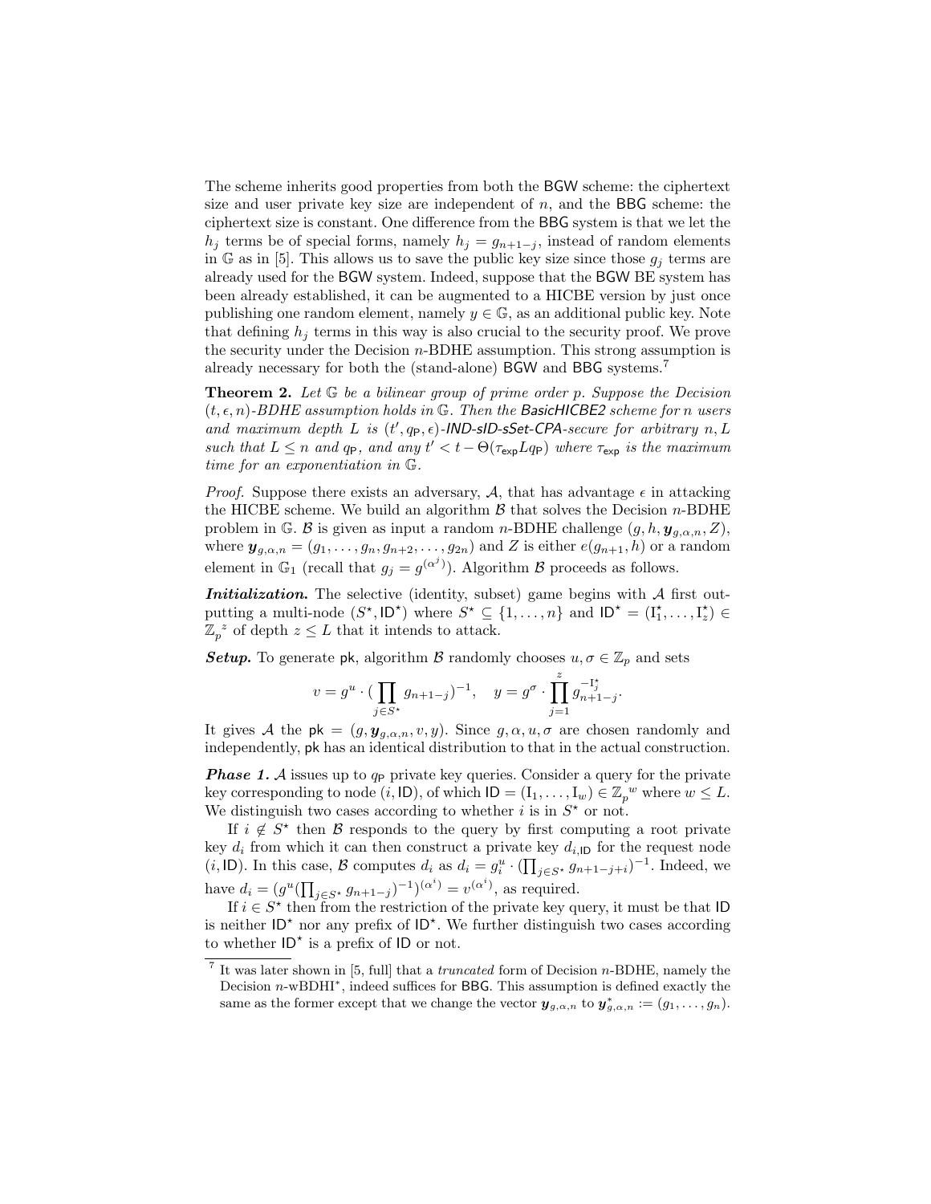The scheme inherits good properties from both the BGW scheme: the ciphertext size and user private key size are independent of $n$, and the BBG scheme: the ciphertext size is constant. One difference from the BBG system is that we let the $h_j$ terms be of special forms, namely $h_j = g_{n+1-j}$, instead of random elements in $\mathbb{G}$ as in [5]. This allows us to save the public key size since those $g_j$ terms are already used for the BGW system. Indeed, suppose that the BGW BE system has been already established, it can be augmented to a HICBE version by just once publishing one random element, namely $y \in \mathbb{G}$, as an additional public key. Note that defining $h_j$ terms in this way is also crucial to the security proof. We prove the security under the Decision $n$-BDHE assumption. This strong assumption is already necessary for both the (stand-alone) BGW and BBG systems.[7]

**Theorem 2.** *Let $\mathbb{G}$ be a bilinear group of prime order $p$. Suppose the Decision $(t, \epsilon, n)$-BDHE assumption holds in $\mathbb{G}$. Then the BasicHICBE2 scheme for $n$ users and maximum depth $L$ is $(t', q_{\mathsf{P}}, \epsilon)$-IND-sID-sSet-CPA-secure for arbitrary $n, L$ such that $L \le n$ and $q_{\mathsf{P}}$, and any $t' < t - \Theta(\tau_{\mathsf{exp}} L q_{\mathsf{P}})$ where $\tau_{\mathsf{exp}}$ is the maximum time for an exponentiation in $\mathbb{G}$.*

*Proof.* Suppose there exists an adversary, $\mathcal{A}$, that has advantage $\epsilon$ in attacking the HICBE scheme. We build an algorithm $\mathcal{B}$ that solves the Decision $n$-BDHE problem in $\mathbb{G}$. $\mathcal{B}$ is given as input a random $n$-BDHE challenge $(g, h, \boldsymbol{y}_{g,\alpha,n}, Z)$, where $\boldsymbol{y}_{g,\alpha,n} = (g_1, \ldots, g_n, g_{n+2}, \ldots, g_{2n})$ and $Z$ is either $e(g_{n+1}, h)$ or a random element in $\mathbb{G}_1$ (recall that $g_j = g^{(\alpha^j)}$). Algorithm $\mathcal{B}$ proceeds as follows.

***Initialization.*** The selective (identity, subset) game begins with $\mathcal{A}$ first outputting a multi-node $(S^\star, \mathsf{ID}^\star)$ where $S^\star \subseteq \{1, \ldots, n\}$ and $\mathsf{ID}^\star = (\mathrm{I}_1^\star, \ldots, \mathrm{I}_z^\star) \in \mathbb{Z}_p{}^z$ of depth $z \le L$ that it intends to attack.

***Setup.*** To generate $\mathsf{pk}$, algorithm $\mathcal{B}$ randomly chooses $u, \sigma \in \mathbb{Z}_p$ and sets

$$v = g^u \cdot \Big(\prod_{j \in S^\star} g_{n+1-j}\Big)^{-1}, \quad y = g^\sigma \cdot \prod_{j=1}^{z} g_{n+1-j}^{-\mathrm{I}_j^\star}.$$

It gives $\mathcal{A}$ the $\mathsf{pk} = (g, \boldsymbol{y}_{g,\alpha,n}, v, y)$. Since $g, \alpha, u, \sigma$ are chosen randomly and independently, $\mathsf{pk}$ has an identical distribution to that in the actual construction.

***Phase 1.*** $\mathcal{A}$ issues up to $q_{\mathsf{P}}$ private key queries. Consider a query for the private key corresponding to node $(i, \mathsf{ID})$, of which $\mathsf{ID} = (\mathrm{I}_1, \ldots, \mathrm{I}_w) \in \mathbb{Z}_p{}^w$ where $w \le L$. We distinguish two cases according to whether $i$ is in $S^\star$ or not.

If $i \notin S^\star$ then $\mathcal{B}$ responds to the query by first computing a root private key $d_i$ from which it can then construct a private key $d_{i,\mathsf{ID}}$ for the request node $(i, \mathsf{ID})$. In this case, $\mathcal{B}$ computes $d_i$ as $d_i = g_i^u \cdot (\prod_{j \in S^\star} g_{n+1-j+i})^{-1}$. Indeed, we have $d_i = (g^u (\prod_{j \in S^\star} g_{n+1-j})^{-1})^{(\alpha^i)} = v^{(\alpha^i)}$, as required.

If $i \in S^\star$ then from the restriction of the private key query, it must be that $\mathsf{ID}$ is neither $\mathsf{ID}^\star$ nor any prefix of $\mathsf{ID}^\star$. We further distinguish two cases according to whether $\mathsf{ID}^\star$ is a prefix of $\mathsf{ID}$ or not.

[7] It was later shown in [5, full] that a *truncated* form of Decision $n$-BDHE, namely the Decision $n$-wBDHI$^*$, indeed suffices for BBG. This assumption is defined exactly the same as the former except that we change the vector $\boldsymbol{y}_{g,\alpha,n}$ to $\boldsymbol{y}^*_{g,\alpha,n} := (g_1, \ldots, g_n)$.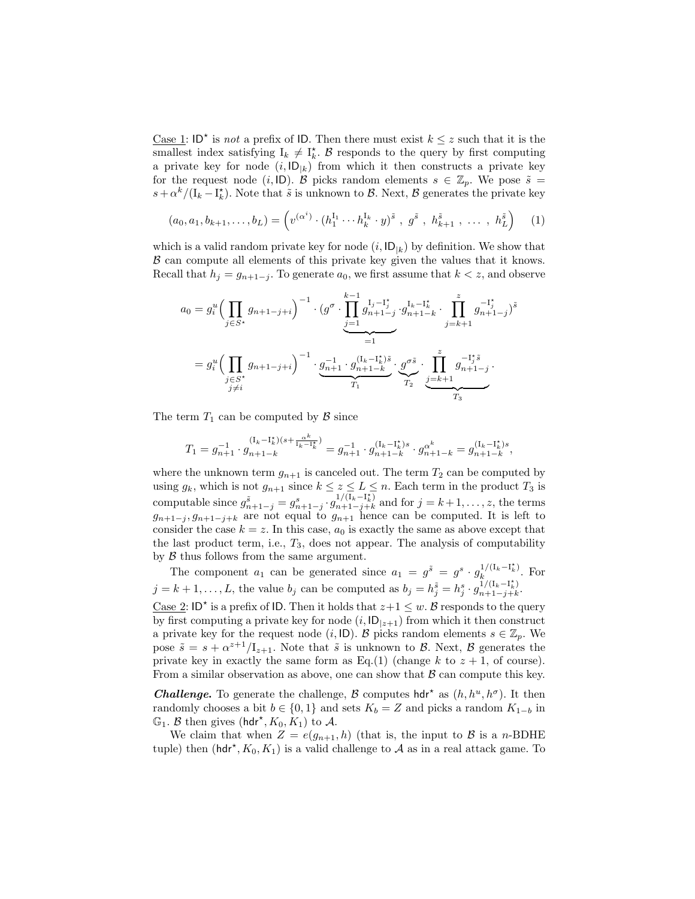Case 1: $\mathsf{ID}^\star$ is *not* a prefix of $\mathsf{ID}$. Then there must exist $k \leq z$ such that it is the smallest index satisfying $\mathrm{I}_k \neq \mathrm{I}^\star_k$. $\mathcal{B}$ responds to the query by first computing a private key for node $(i, \mathsf{ID}_{|k})$ from which it then constructs a private key for the request node $(i, \mathsf{ID})$. $\mathcal{B}$ picks random elements $s \in \mathbb{Z}_p$. We pose $\tilde{s} = s + \alpha^k/(\mathrm{I}_k - \mathrm{I}^\star_k)$. Note that $\tilde{s}$ is unknown to $\mathcal{B}$. Next, $\mathcal{B}$ generates the private key

$$(a_0, a_1, b_{k+1}, \ldots, b_L) = \left( v^{(\alpha^i)} \cdot (h_1^{\mathrm{I}_1} \cdots h_k^{\mathrm{I}_k} \cdot y)^{\tilde{s}} \ , \ g^{\tilde{s}} \ , \ h_{k+1}^{\tilde{s}} \ , \ \ldots \ , \ h_L^{\tilde{s}} \right) \quad (1)$$

which is a valid random private key for node $(i, \mathsf{ID}_{|k})$ by definition. We show that $\mathcal{B}$ can compute all elements of this private key given the values that it knows. Recall that $h_j = g_{n+1-j}$. To generate $a_0$, we first assume that $k < z$, and observe

$$a_0 = g_i^u \Big( \prod_{j \in S^\star} g_{n+1-j+i} \Big)^{-1} \cdot \big(g^\sigma \cdot \underbrace{\prod_{j=1}^{k-1} g_{n+1-j}^{\mathrm{I}_j - \mathrm{I}^\star_j}}_{=1} \cdot g_{n+1-k}^{\mathrm{I}_k - \mathrm{I}^\star_k} \cdot \prod_{j=k+1}^{z} g_{n+1-j}^{-\mathrm{I}^\star_j} \big)^{\tilde{s}}$$

$$= g_i^u \Big( \prod_{\substack{j \in S^\star \\ j \neq i}} g_{n+1-j+i} \Big)^{-1} \cdot \underbrace{g_{n+1}^{-1} \cdot g_{n+1-k}^{(\mathrm{I}_k - \mathrm{I}^\star_k)\tilde{s}}}_{T_1} \cdot \underbrace{g^{\sigma \tilde{s}}}_{T_2} \cdot \underbrace{\prod_{j=k+1}^{z} g_{n+1-j}^{-\mathrm{I}^\star_j \tilde{s}}}_{T_3} .$$

The term $T_1$ can be computed by $\mathcal{B}$ since

$$T_1 = g_{n+1}^{-1} \cdot g_{n+1-k}^{(\mathrm{I}_k - \mathrm{I}^\star_k)(s + \frac{\alpha^k}{\mathrm{I}_k - \mathrm{I}^\star_k})} = g_{n+1}^{-1} \cdot g_{n+1-k}^{(\mathrm{I}_k - \mathrm{I}^\star_k)s} \cdot g_{n+1-k}^{\alpha^k} = g_{n+1-k}^{(\mathrm{I}_k - \mathrm{I}^\star_k)s},$$

where the unknown term $g_{n+1}$ is canceled out. The term $T_2$ can be computed by using $g_k$, which is not $g_{n+1}$ since $k \leq z \leq L \leq n$. Each term in the product $T_3$ is computable since $g_{n+1-j}^{\tilde{s}} = g_{n+1-j}^{s} \cdot g_{n+1-j+k}^{1/(\mathrm{I}_k - \mathrm{I}^\star_k)}$ and for $j = k+1, \ldots, z$, the terms $g_{n+1-j}, g_{n+1-j+k}$ are not equal to $g_{n+1}$ hence can be computed. It is left to consider the case $k = z$. In this case, $a_0$ is exactly the same as above except that the last product term, i.e., $T_3$, does not appear. The analysis of computability by $\mathcal{B}$ thus follows from the same argument.

The component $a_1$ can be generated since $a_1 = g^{\tilde{s}} = g^s \cdot g_k^{1/(\mathrm{I}_k - \mathrm{I}^\star_k)}$. For $j = k+1, \ldots, L$, the value $b_j$ can be computed as $b_j = h_j^{\tilde{s}} = h_j^s \cdot g_{n+1-j+k}^{1/(\mathrm{I}_k - \mathrm{I}^\star_k)}$.

Case 2: $\mathsf{ID}^\star$ is a prefix of $\mathsf{ID}$. Then it holds that $z+1 \leq w$. $\mathcal{B}$ responds to the query by first computing a private key for node $(i, \mathsf{ID}_{|z+1})$ from which it then construct a private key for the request node $(i, \mathsf{ID})$. $\mathcal{B}$ picks random elements $s \in \mathbb{Z}_p$. We pose $\tilde{s} = s + \alpha^{z+1}/\mathrm{I}_{z+1}$. Note that $\tilde{s}$ is unknown to $\mathcal{B}$. Next, $\mathcal{B}$ generates the private key in exactly the same form as Eq.(1) (change $k$ to $z+1$, of course). From a similar observation as above, one can show that $\mathcal{B}$ can compute this key.

***Challenge.*** To generate the challenge, $\mathcal{B}$ computes $\mathsf{hdr}^\star$ as $(h, h^u, h^\sigma)$. It then randomly chooses a bit $b \in \{0, 1\}$ and sets $K_b = Z$ and picks a random $K_{1-b}$ in $\mathbb{G}_1$. $\mathcal{B}$ then gives $(\mathsf{hdr}^\star, K_0, K_1)$ to $\mathcal{A}$.

We claim that when $Z = e(g_{n+1}, h)$ (that is, the input to $\mathcal{B}$ is a $n$-BDHE tuple) then $(\mathsf{hdr}^\star, K_0, K_1)$ is a valid challenge to $\mathcal{A}$ as in a real attack game. To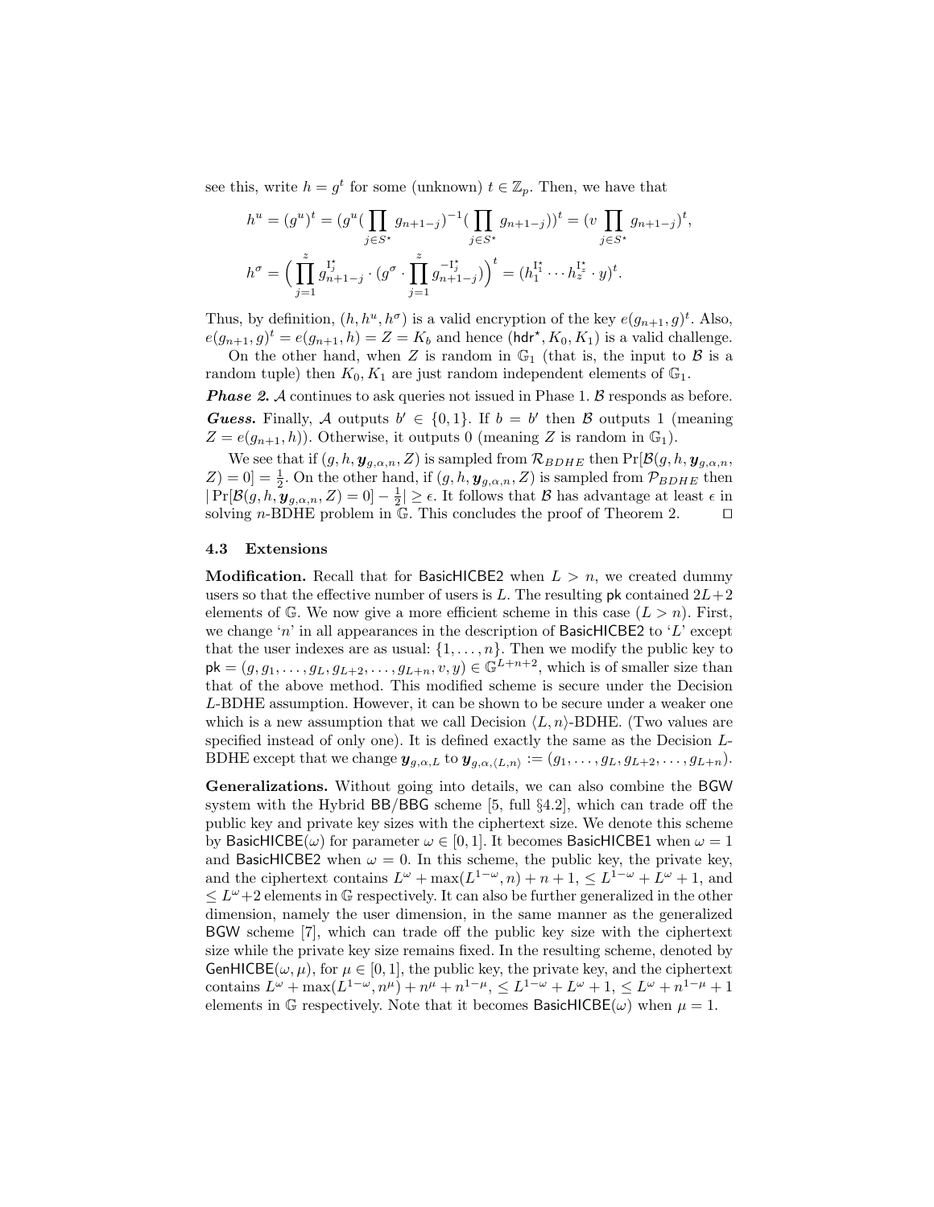see this, write $h = g^t$ for some (unknown) $t \in \mathbb{Z}_p$. Then, we have that

$$h^u = (g^u)^t = (g^u (\prod_{j \in S^\star} g_{n+1-j})^{-1} (\prod_{j \in S^\star} g_{n+1-j}))^t = (v \prod_{j \in S^\star} g_{n+1-j})^t,$$

$$h^\sigma = \Big( \prod_{j=1}^{z} g_{n+1-j}^{\mathrm{I}_j^\star} \cdot (g^\sigma \cdot \prod_{j=1}^{z} g_{n+1-j}^{-\mathrm{I}_j^\star}) \Big)^t = (h_1^{\mathrm{I}_1^\star} \cdots h_z^{\mathrm{I}_z^\star} \cdot y)^t.$$

Thus, by definition, $(h, h^u, h^\sigma)$ is a valid encryption of the key $e(g_{n+1}, g)^t$. Also, $e(g_{n+1}, g)^t = e(g_{n+1}, h) = Z = K_b$ and hence $(\mathsf{hdr}^\star, K_0, K_1)$ is a valid challenge.

On the other hand, when $Z$ is random in $\mathbb{G}_1$ (that is, the input to $\mathcal{B}$ is a random tuple) then $K_0, K_1$ are just random independent elements of $\mathbb{G}_1$.

***Phase 2.*** $\mathcal{A}$ continues to ask queries not issued in Phase 1. $\mathcal{B}$ responds as before.

***Guess.*** Finally, $\mathcal{A}$ outputs $b' \in \{0,1\}$. If $b = b'$ then $\mathcal{B}$ outputs 1 (meaning $Z = e(g_{n+1}, h)$). Otherwise, it outputs 0 (meaning $Z$ is random in $\mathbb{G}_1$).

We see that if $(g, h, \boldsymbol{y}_{g,\alpha,n}, Z)$ is sampled from $\mathcal{R}_{BDHE}$ then $\Pr[\mathcal{B}(g, h, \boldsymbol{y}_{g,\alpha,n}, Z) = 0] = \frac{1}{2}$. On the other hand, if $(g, h, \boldsymbol{y}_{g,\alpha,n}, Z)$ is sampled from $\mathcal{P}_{BDHE}$ then $|\Pr[\mathcal{B}(g, h, \boldsymbol{y}_{g,\alpha,n}, Z) = 0] - \frac{1}{2}| \geq \epsilon$. It follows that $\mathcal{B}$ has advantage at least $\epsilon$ in solving $n$-BDHE problem in $\mathbb{G}$. This concludes the proof of Theorem 2. $\square$

### 4.3 Extensions

**Modification.** Recall that for $\mathsf{BasicHICBE2}$ when $L > n$, we created dummy users so that the effective number of users is $L$. The resulting $\mathsf{pk}$ contained $2L+2$ elements of $\mathbb{G}$. We now give a more efficient scheme in this case ($L > n$). First, we change '$n$' in all appearances in the description of $\mathsf{BasicHICBE2}$ to '$L$' except that the user indexes are as usual: $\{1, \ldots, n\}$. Then we modify the public key to $\mathsf{pk} = (g, g_1, \ldots, g_L, g_{L+2}, \ldots, g_{L+n}, v, y) \in \mathbb{G}^{L+n+2}$, which is of smaller size than that of the above method. This modified scheme is secure under the Decision $L$-BDHE assumption. However, it can be shown to be secure under a weaker one which is a new assumption that we call Decision $\langle L, n\rangle$-BDHE. (Two values are specified instead of only one). It is defined exactly the same as the Decision $L$-BDHE except that we change $\boldsymbol{y}_{g,\alpha,L}$ to $\boldsymbol{y}_{g,\alpha,\langle L,n\rangle} := (g_1, \ldots, g_L, g_{L+2}, \ldots, g_{L+n})$.

**Generalizations.** Without going into details, we can also combine the $\mathsf{BGW}$ system with the Hybrid $\mathsf{BB/BBG}$ scheme [5, full §4.2], which can trade off the public key and private key sizes with the ciphertext size. We denote this scheme by $\mathsf{BasicHICBE}(\omega)$ for parameter $\omega \in [0,1]$. It becomes $\mathsf{BasicHICBE1}$ when $\omega = 1$ and $\mathsf{BasicHICBE2}$ when $\omega = 0$. In this scheme, the public key, the private key, and the ciphertext contains $L^\omega + \max(L^{1-\omega}, n) + n + 1$, $\leq L^{1-\omega} + L^\omega + 1$, and $\leq L^\omega + 2$ elements in $\mathbb{G}$ respectively. It can also be further generalized in the other dimension, namely the user dimension, in the same manner as the generalized $\mathsf{BGW}$ scheme [7], which can trade off the public key size with the ciphertext size while the private key size remains fixed. In the resulting scheme, denoted by $\mathsf{GenHICBE}(\omega, \mu)$, for $\mu \in [0,1]$, the public key, the private key, and the ciphertext contains $L^\omega + \max(L^{1-\omega}, n^\mu) + n^\mu + n^{1-\mu}$, $\leq L^{1-\omega} + L^\omega + 1$, $\leq L^\omega + n^{1-\mu} + 1$ elements in $\mathbb{G}$ respectively. Note that it becomes $\mathsf{BasicHICBE}(\omega)$ when $\mu = 1$.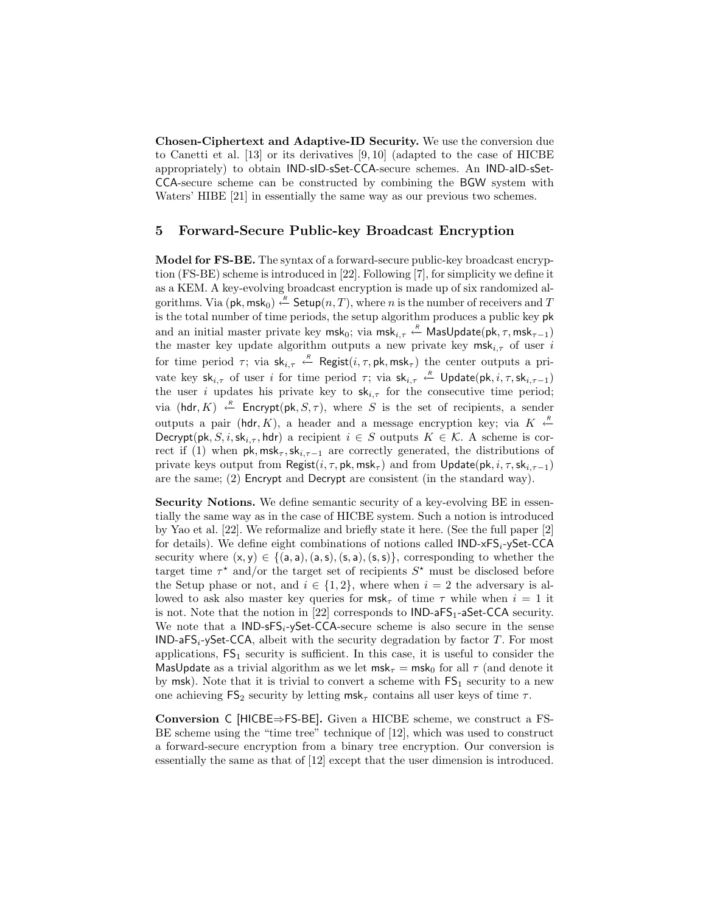**Chosen-Ciphertext and Adaptive-ID Security.** We use the conversion due to Canetti et al. [13] or its derivatives [9, 10] (adapted to the case of HICBE appropriately) to obtain IND-sID-sSet-CCA-secure schemes. An IND-aID-sSet-CCA-secure scheme can be constructed by combining the BGW system with Waters' HIBE [21] in essentially the same way as our previous two schemes.

## 5 Forward-Secure Public-key Broadcast Encryption

**Model for FS-BE.** The syntax of a forward-secure public-key broadcast encryption (FS-BE) scheme is introduced in [22]. Following [7], for simplicity we define it as a KEM. A key-evolving broadcast encryption is made up of six randomized algorithms. Via $(\mathsf{pk}, \mathsf{msk}_0) \xleftarrow{R} \mathsf{Setup}(n, T)$, where $n$ is the number of receivers and $T$ is the total number of time periods, the setup algorithm produces a public key $\mathsf{pk}$ and an initial master private key $\mathsf{msk}_0$; via $\mathsf{msk}_{i,\tau} \xleftarrow{R} \mathsf{MasUpdate}(\mathsf{pk}, \tau, \mathsf{msk}_{\tau-1})$ the master key update algorithm outputs a new private key $\mathsf{msk}_{i,\tau}$ of user $i$ for time period $\tau$; via $\mathsf{sk}_{i,\tau} \xleftarrow{R} \mathsf{Regist}(i, \tau, \mathsf{pk}, \mathsf{msk}_\tau)$ the center outputs a private key $\mathsf{sk}_{i,\tau}$ of user $i$ for time period $\tau$; via $\mathsf{sk}_{i,\tau} \xleftarrow{R} \mathsf{Update}(\mathsf{pk}, i, \tau, \mathsf{sk}_{i,\tau-1})$ the user $i$ updates his private key to $\mathsf{sk}_{i,\tau}$ for the consecutive time period; via $(\mathsf{hdr}, K) \xleftarrow{R} \mathsf{Encrypt}(\mathsf{pk}, S, \tau)$, where $S$ is the set of recipients, a sender outputs a pair $(\mathsf{hdr}, K)$, a header and a message encryption key; via $K \xleftarrow{R} \mathsf{Decrypt}(\mathsf{pk}, S, i, \mathsf{sk}_{i,\tau}, \mathsf{hdr})$ a recipient $i \in S$ outputs $K \in \mathcal{K}$. A scheme is correct if (1) when $\mathsf{pk}, \mathsf{msk}_\tau, \mathsf{sk}_{i,\tau-1}$ are correctly generated, the distributions of private keys output from $\mathsf{Regist}(i, \tau, \mathsf{pk}, \mathsf{msk}_\tau)$ and from $\mathsf{Update}(\mathsf{pk}, i, \tau, \mathsf{sk}_{i,\tau-1})$ are the same; (2) Encrypt and Decrypt are consistent (in the standard way).

**Security Notions.** We define semantic security of a key-evolving BE in essentially the same way as in the case of HICBE system. Such a notion is introduced by Yao et al. [22]. We reformalize and briefly state it here. (See the full paper [2] for details). We define eight combinations of notions called IND-x$\mathsf{FS}_i$-ySet-CCA security where $(\mathsf{x}, \mathsf{y}) \in \{(\mathsf{a}, \mathsf{a}), (\mathsf{a}, \mathsf{s}), (\mathsf{s}, \mathsf{a}), (\mathsf{s}, \mathsf{s})\}$, corresponding to whether the target time $\tau^\star$ and/or the target set of recipients $S^\star$ must be disclosed before the Setup phase or not, and $i \in \{1, 2\}$, where when $i = 2$ the adversary is allowed to ask also master key queries for $\mathsf{msk}_\tau$ of time $\tau$ while when $i = 1$ it is not. Note that the notion in [22] corresponds to IND-a$\mathsf{FS}_1$-aSet-CCA security. We note that a IND-s$\mathsf{FS}_i$-ySet-CCA-secure scheme is also secure in the sense IND-a$\mathsf{FS}_i$-ySet-CCA, albeit with the security degradation by factor $T$. For most applications, $\mathsf{FS}_1$ security is sufficient. In this case, it is useful to consider the MasUpdate as a trivial algorithm as we let $\mathsf{msk}_\tau = \mathsf{msk}_0$ for all $\tau$ (and denote it by $\mathsf{msk}$). Note that it is trivial to convert a scheme with $\mathsf{FS}_1$ security to a new one achieving $\mathsf{FS}_2$ security by letting $\mathsf{msk}_\tau$ contains all user keys of time $\tau$.

**Conversion C [HICBE⇒FS-BE].** Given a HICBE scheme, we construct a FS-BE scheme using the "time tree" technique of [12], which was used to construct a forward-secure encryption from a binary tree encryption. Our conversion is essentially the same as that of [12] except that the user dimension is introduced.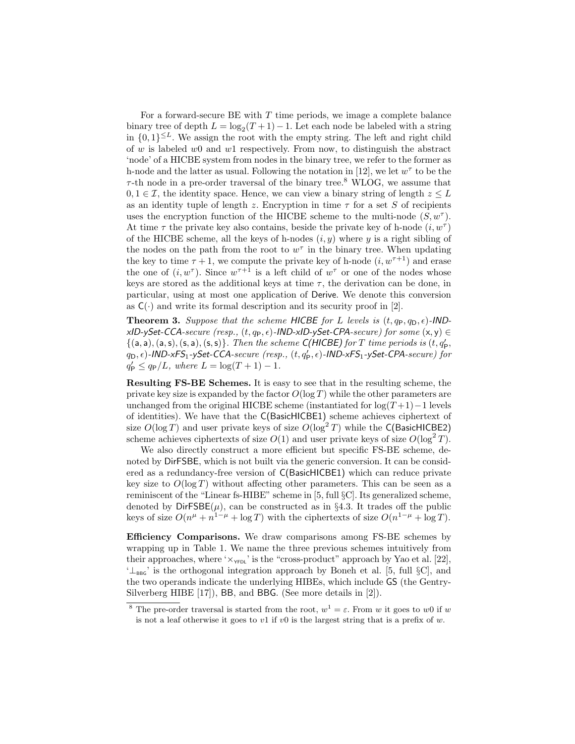For a forward-secure BE with $T$ time periods, we image a complete balance binary tree of depth $L = \log_2(T+1) - 1$. Let each node be labeled with a string in $\{0,1\}^{\leq L}$. We assign the root with the empty string. The left and right child of $w$ is labeled $w0$ and $w1$ respectively. From now, to distinguish the abstract 'node' of a HICBE system from nodes in the binary tree, we refer to the former as h-node and the latter as usual. Following the notation in [12], we let $w^\tau$ to be the $\tau$-th node in a pre-order traversal of the binary tree.[8] WLOG, we assume that $0, 1 \in \mathcal{I}$, the identity space. Hence, we can view a binary string of length $z \leq L$ as an identity tuple of length $z$. Encryption in time $\tau$ for a set $S$ of recipients uses the encryption function of the HICBE scheme to the multi-node $(S, w^\tau)$. At time $\tau$ the private key also contains, beside the private key of h-node $(i, w^\tau)$ of the HICBE scheme, all the keys of h-nodes $(i, y)$ where $y$ is a right sibling of the nodes on the path from the root to $w^\tau$ in the binary tree. When updating the key to time $\tau + 1$, we compute the private key of h-node $(i, w^{\tau+1})$ and erase the one of $(i, w^\tau)$. Since $w^{\tau+1}$ is a left child of $w^\tau$ or one of the nodes whose keys are stored as the additional keys at time $\tau$, the derivation can be done, in particular, using at most one application of Derive. We denote this conversion as $\mathsf{C}(\cdot)$ and write its formal description and its security proof in [2].

**Theorem 3.** *Suppose that the scheme HICBE for $L$ levels is $(t, q_\mathsf{P}, q_\mathsf{D}, \epsilon)$-IND-xID-ySet-CCA-secure (resp., $(t, q_\mathsf{P}, \epsilon)$-IND-xID-ySet-CPA-secure) for some $(\mathsf{x}, \mathsf{y}) \in \{(\mathsf{a}, \mathsf{a}), (\mathsf{a}, \mathsf{s}), (\mathsf{s}, \mathsf{a}), (\mathsf{s}, \mathsf{s})\}$. Then the scheme C(HICBE) for $T$ time periods is $(t, q'_\mathsf{P}, q_\mathsf{D}, \epsilon)$-IND-xFS$_1$-ySet-CCA-secure (resp., $(t, q'_\mathsf{P}, \epsilon)$-IND-xFS$_1$-ySet-CPA-secure) for $q'_\mathsf{P} \leq q_\mathsf{P}/L$, where $L = \log(T+1) - 1$.*

**Resulting FS-BE Schemes.** It is easy to see that in the resulting scheme, the private key size is expanded by the factor $O(\log T)$ while the other parameters are unchanged from the original HICBE scheme (instantiated for $\log(T+1) - 1$ levels of identities). We have that the $\mathsf{C}(\mathsf{BasicHICBE1})$ scheme achieves ciphertext of size $O(\log T)$ and user private keys of size $O(\log^2 T)$ while the $\mathsf{C}(\mathsf{BasicHICBE2})$ scheme achieves ciphertexts of size $O(1)$ and user private keys of size $O(\log^2 T)$.

We also directly construct a more efficient but specific FS-BE scheme, denoted by DirFSBE, which is not built via the generic conversion. It can be considered as a redundancy-free version of $\mathsf{C}(\mathsf{BasicHICBE1})$ which can reduce private key size to $O(\log T)$ without affecting other parameters. This can be seen as a reminiscent of the "Linear fs-HIBE" scheme in [5, full §C]. Its generalized scheme, denoted by $\mathsf{DirFSBE}(\mu)$, can be constructed as in §4.3. It trades off the public keys of size $O(n^\mu + n^{1-\mu} + \log T)$ with the ciphertexts of size $O(n^{1-\mu} + \log T)$.

**Efficiency Comparisons.** We draw comparisons among FS-BE schemes by wrapping up in Table 1. We name the three previous schemes intuitively from their approaches, where '$\times_{\text{YFDL}}$' is the "cross-product" approach by Yao et al. [22], '$\perp_{\text{BBG}}$' is the orthogonal integration approach by Boneh et al. [5, full §C], and the two operands indicate the underlying HIBEs, which include GS (the Gentry-Silverberg HIBE [17]), BB, and BBG. (See more details in [2]).

---

[8] The pre-order traversal is started from the root, $w^1 = \varepsilon$. From $w$ it goes to $w0$ if $w$ is not a leaf otherwise it goes to $v1$ if $v0$ is the largest string that is a prefix of $w$.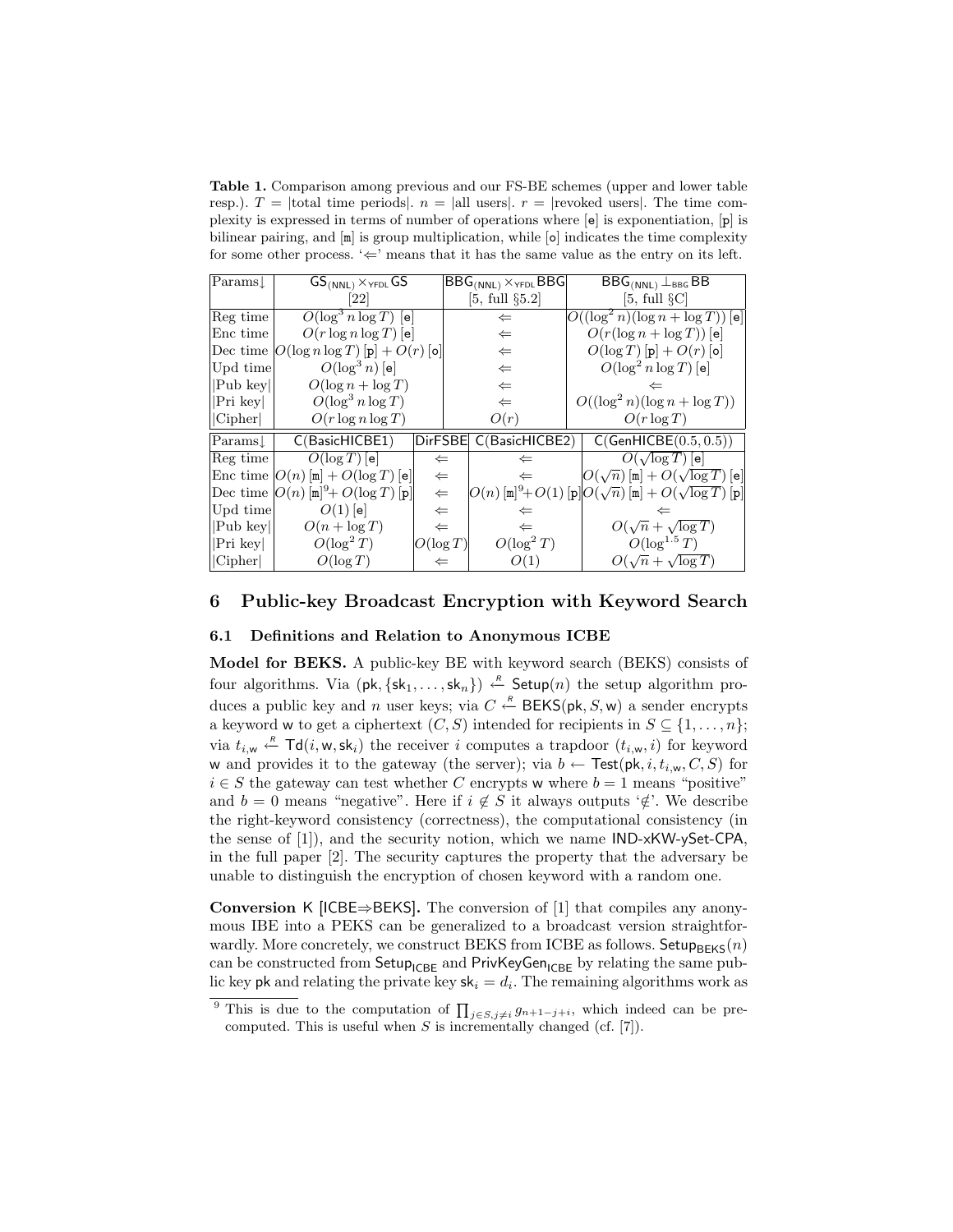**Table 1.** Comparison among previous and our FS-BE schemes (upper and lower table resp.). $T$ = |total time periods|. $n$ = |all users|. $r$ = |revoked users|. The time complexity is expressed in terms of number of operations where [e] is exponentiation, [p] is bilinear pairing, and [m] is group multiplication, while [o] indicates the time complexity for some other process. '⇐' means that it has the same value as the entry on its left.

| Params↓ | $\mathsf{GS}_{(\mathsf{NNL})} \times_{\mathsf{YFDL}} \mathsf{GS}$ [22] | $\mathsf{BBG}_{(\mathsf{NNL})} \times_{\mathsf{YFDL}} \mathsf{BBG}$ [5, full §5.2] | $\mathsf{BBG}_{(\mathsf{NNL})} \perp_{\mathsf{BBG}} \mathsf{BB}$ [5, full §C] |
|---|---|---|---|
| Reg time | $O(\log^3 n \log T)$ [e] | ⇐ | $O((\log^2 n)(\log n + \log T))$ [e] |
| Enc time | $O(r \log n \log T)$ [e] | ⇐ | $O(r(\log n + \log T))$ [e] |
| Dec time | $O(\log n \log T)$ [p] + $O(r)$ [o] | ⇐ | $O(\log T)$ [p] + $O(r)$ [o] |
| Upd time | $O(\log^3 n)$ [e] | ⇐ | $O(\log^2 n \log T)$ [e] |
| \|Pub key\| | $O(\log n + \log T)$ | ⇐ | ⇐ |
| \|Pri key\| | $O(\log^3 n \log T)$ | ⇐ | $O((\log^2 n)(\log n + \log T))$ |
| \|Cipher\| | $O(r \log n \log T)$ | $O(r)$ | $O(r \log T)$ |

| Params↓ | C(BasicHICBE1) | DirFSBE | C(BasicHICBE2) | C(GenHICBE(0.5, 0.5)) |
|---|---|---|---|---|
| Reg time | $O(\log T)$ [e] | ⇐ | ⇐ | $O(\sqrt{\log T})$ [e] |
| Enc time | $O(n)$ [m] + $O(\log T)$ [e] | ⇐ | ⇐ | $O(\sqrt{n})$ [m] + $O(\sqrt{\log T})$ [e] |
| Dec time | $O(n)$ [m][9]+ $O(\log T)$ [p] | ⇐ | $O(n)$ [m][9]+ $O(1)$ [p] | $O(\sqrt{n})$ [m] + $O(\sqrt{\log T})$ [p] |
| Upd time | $O(1)$ [e] | ⇐ | ⇐ | ⇐ |
| \|Pub key\| | $O(n + \log T)$ | ⇐ | ⇐ | $O(\sqrt{n} + \sqrt{\log T})$ |
| \|Pri key\| | $O(\log^2 T)$ | $O(\log T)$ | $O(\log^2 T)$ | $O(\log^{1.5} T)$ |
| \|Cipher\| | $O(\log T)$ | ⇐ | $O(1)$ | $O(\sqrt{n} + \sqrt{\log T})$ |

## 6 Public-key Broadcast Encryption with Keyword Search

### 6.1 Definitions and Relation to Anonymous ICBE

**Model for BEKS.** A public-key BE with keyword search (BEKS) consists of four algorithms. Via $(\mathsf{pk}, \{\mathsf{sk}_1, \ldots, \mathsf{sk}_n\}) \xleftarrow{R} \mathsf{Setup}(n)$ the setup algorithm produces a public key and $n$ user keys; via $C \xleftarrow{R} \mathsf{BEKS}(\mathsf{pk}, S, \mathsf{w})$ a sender encrypts a keyword $\mathsf{w}$ to get a ciphertext $(C, S)$ intended for recipients in $S \subseteq \{1, \ldots, n\}$; via $t_{i,\mathsf{w}} \xleftarrow{R} \mathsf{Td}(i, \mathsf{w}, \mathsf{sk}_i)$ the receiver $i$ computes a trapdoor $(t_{i,\mathsf{w}}, i)$ for keyword $\mathsf{w}$ and provides it to the gateway (the server); via $b \leftarrow \mathsf{Test}(\mathsf{pk}, i, t_{i,\mathsf{w}}, C, S)$ for $i \in S$ the gateway can test whether $C$ encrypts $\mathsf{w}$ where $b = 1$ means "positive" and $b = 0$ means "negative". Here if $i \notin S$ it always outputs '$\notin$'. We describe the right-keyword consistency (correctness), the computational consistency (in the sense of [1]), and the security notion, which we name IND-xKW-ySet-CPA, in the full paper [2]. The security captures the property that the adversary be unable to distinguish the encryption of chosen keyword with a random one.

**Conversion K [ICBE⇒BEKS].** The conversion of [1] that compiles any anonymous IBE into a PEKS can be generalized to a broadcast version straightforwardly. More concretely, we construct BEKS from ICBE as follows. $\mathsf{Setup}_{\mathsf{BEKS}}(n)$ can be constructed from $\mathsf{Setup}_{\mathsf{ICBE}}$ and $\mathsf{PrivKeyGen}_{\mathsf{ICBE}}$ by relating the same public key $\mathsf{pk}$ and relating the private key $\mathsf{sk}_i = d_i$. The remaining algorithms work as

[9] This is due to the computation of $\prod_{j \in S, j \neq i} g_{n+1-j+i}$, which indeed can be precomputed. This is useful when $S$ is incrementally changed (cf. [7]).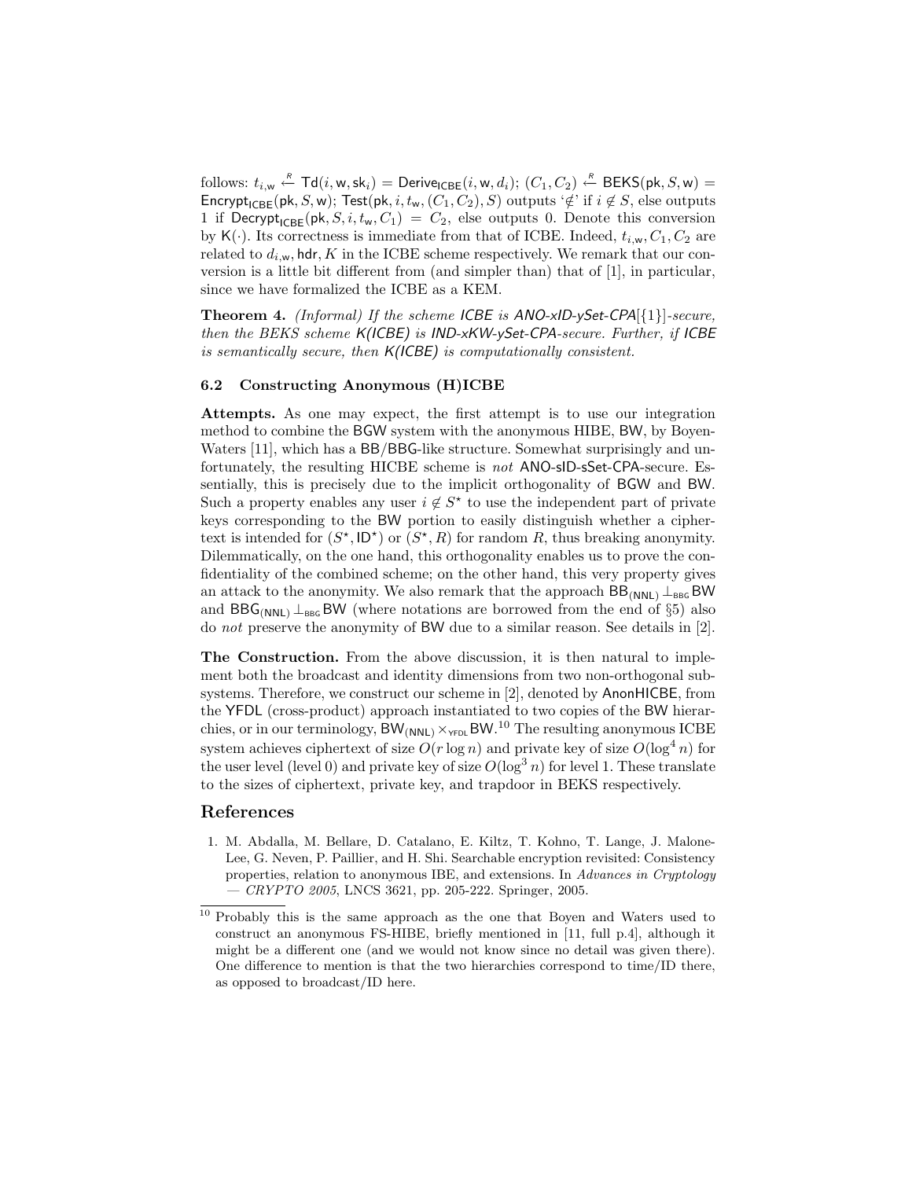follows: $t_{i,\mathsf{w}} \overset{R}{\leftarrow} \mathsf{Td}(i, \mathsf{w}, \mathsf{sk}_i) = \mathsf{Derive}_{\mathsf{ICBE}}(i, \mathsf{w}, d_i)$; $(C_1, C_2) \overset{R}{\leftarrow} \mathsf{BEKS}(\mathsf{pk}, S, \mathsf{w}) = \mathsf{Encrypt}_{\mathsf{ICBE}}(\mathsf{pk}, S, \mathsf{w})$; $\mathsf{Test}(\mathsf{pk}, i, t_{\mathsf{w}}, (C_1, C_2), S)$ outputs '$\notin$' if $i \notin S$, else outputs 1 if $\mathsf{Decrypt}_{\mathsf{ICBE}}(\mathsf{pk}, S, i, t_{\mathsf{w}}, C_1) = C_2$, else outputs 0. Denote this conversion by $\mathsf{K}(\cdot)$. Its correctness is immediate from that of ICBE. Indeed, $t_{i,\mathsf{w}}, C_1, C_2$ are related to $d_{i,\mathsf{w}}, \mathsf{hdr}, K$ in the ICBE scheme respectively. We remark that our conversion is a little bit different from (and simpler than) that of [1], in particular, since we have formalized the ICBE as a KEM.

**Theorem 4.** *(Informal) If the scheme* ICBE *is* ANO-xID-ySet-CPA$[\{1\}]$*-secure, then the BEKS scheme* K(ICBE) *is* IND-xKW-ySet-CPA*-secure. Further, if* ICBE *is semantically secure, then* K(ICBE) *is computationally consistent.*

### 6.2 Constructing Anonymous (H)ICBE

**Attempts.** As one may expect, the first attempt is to use our integration method to combine the BGW system with the anonymous HIBE, BW, by Boyen-Waters [11], which has a BB/BBG-like structure. Somewhat surprisingly and unfortunately, the resulting HICBE scheme is *not* ANO-sID-sSet-CPA-secure. Essentially, this is precisely due to the implicit orthogonality of BGW and BW. Such a property enables any user $i \notin S^\star$ to use the independent part of private keys corresponding to the BW portion to easily distinguish whether a ciphertext is intended for $(S^\star, \mathsf{ID}^\star)$ or $(S^\star, R)$ for random $R$, thus breaking anonymity. Dilemmatically, on the one hand, this orthogonality enables us to prove the confidentiality of the combined scheme; on the other hand, this very property gives an attack to the anonymity. We also remark that the approach $\mathsf{BB}_{(\mathsf{NNL})} \perp_{\mathsf{BBG}} \mathsf{BW}$ and $\mathsf{BBG}_{(\mathsf{NNL})} \perp_{\mathsf{BBG}} \mathsf{BW}$ (where notations are borrowed from the end of §5) also do *not* preserve the anonymity of BW due to a similar reason. See details in [2].

**The Construction.** From the above discussion, it is then natural to implement both the broadcast and identity dimensions from two non-orthogonal subsystems. Therefore, we construct our scheme in [2], denoted by AnonHICBE, from the YFDL (cross-product) approach instantiated to two copies of the BW hierarchies, or in our terminology, $\mathsf{BW}_{(\mathsf{NNL})} \times_{\mathsf{YFDL}} \mathsf{BW}$.[10] The resulting anonymous ICBE system achieves ciphertext of size $O(r \log n)$ and private key of size $O(\log^4 n)$ for the user level (level 0) and private key of size $O(\log^3 n)$ for level 1. These translate to the sizes of ciphertext, private key, and trapdoor in BEKS respectively.

## References

1. M. Abdalla, M. Bellare, D. Catalano, E. Kiltz, T. Kohno, T. Lange, J. Malone-Lee, G. Neven, P. Paillier, and H. Shi. Searchable encryption revisited: Consistency properties, relation to anonymous IBE, and extensions. In *Advances in Cryptology — CRYPTO 2005*, LNCS 3621, pp. 205-222. Springer, 2005.

[10] Probably this is the same approach as the one that Boyen and Waters used to construct an anonymous FS-HIBE, briefly mentioned in [11, full p.4], although it might be a different one (and we would not know since no detail was given there). One difference to mention is that the two hierarchies correspond to time/ID there, as opposed to broadcast/ID here.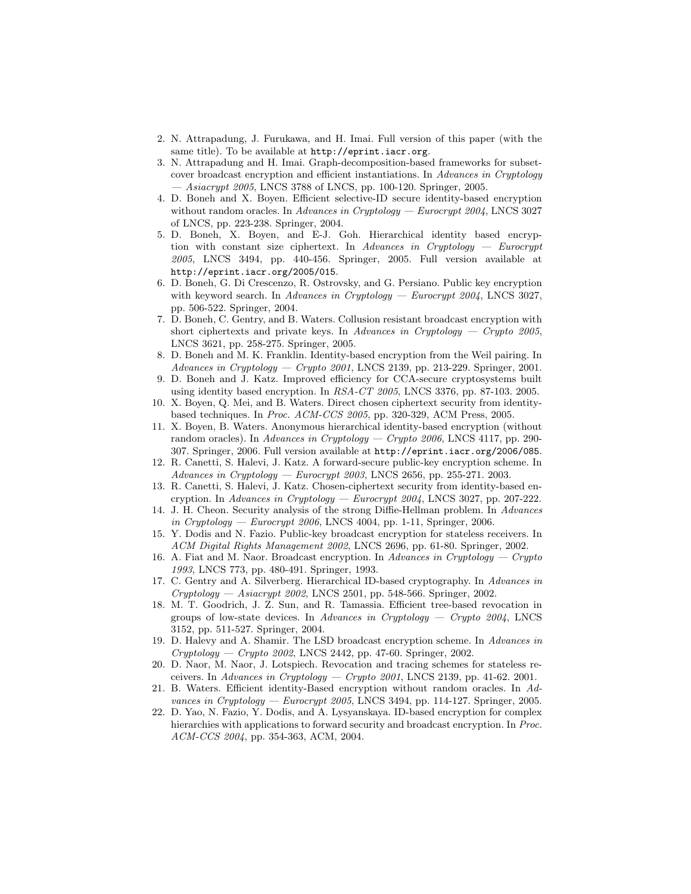2. N. Attrapadung, J. Furukawa, and H. Imai. Full version of this paper (with the same title). To be available at `http://eprint.iacr.org`.
3. N. Attrapadung and H. Imai. Graph-decomposition-based frameworks for subset-cover broadcast encryption and efficient instantiations. In *Advances in Cryptology — Asiacrypt 2005*, LNCS 3788 of LNCS, pp. 100-120. Springer, 2005.
4. D. Boneh and X. Boyen. Efficient selective-ID secure identity-based encryption without random oracles. In *Advances in Cryptology — Eurocrypt 2004*, LNCS 3027 of LNCS, pp. 223-238. Springer, 2004.
5. D. Boneh, X. Boyen, and E-J. Goh. Hierarchical identity based encryption with constant size ciphertext. In *Advances in Cryptology — Eurocrypt 2005*, LNCS 3494, pp. 440-456. Springer, 2005. Full version available at `http://eprint.iacr.org/2005/015`.
6. D. Boneh, G. Di Crescenzo, R. Ostrovsky, and G. Persiano. Public key encryption with keyword search. In *Advances in Cryptology — Eurocrypt 2004*, LNCS 3027, pp. 506-522. Springer, 2004.
7. D. Boneh, C. Gentry, and B. Waters. Collusion resistant broadcast encryption with short ciphertexts and private keys. In *Advances in Cryptology — Crypto 2005*, LNCS 3621, pp. 258-275. Springer, 2005.
8. D. Boneh and M. K. Franklin. Identity-based encryption from the Weil pairing. In *Advances in Cryptology — Crypto 2001*, LNCS 2139, pp. 213-229. Springer, 2001.
9. D. Boneh and J. Katz. Improved efficiency for CCA-secure cryptosystems built using identity based encryption. In *RSA-CT 2005*, LNCS 3376, pp. 87-103. 2005.
10. X. Boyen, Q. Mei, and B. Waters. Direct chosen ciphertext security from identity-based techniques. In *Proc. ACM-CCS 2005*, pp. 320-329, ACM Press, 2005.
11. X. Boyen, B. Waters. Anonymous hierarchical identity-based encryption (without random oracles). In *Advances in Cryptology — Crypto 2006*, LNCS 4117, pp. 290-307. Springer, 2006. Full version available at `http://eprint.iacr.org/2006/085`.
12. R. Canetti, S. Halevi, J. Katz. A forward-secure public-key encryption scheme. In *Advances in Cryptology — Eurocrypt 2003*, LNCS 2656, pp. 255-271. 2003.
13. R. Canetti, S. Halevi, J. Katz. Chosen-ciphertext security from identity-based encryption. In *Advances in Cryptology — Eurocrypt 2004*, LNCS 3027, pp. 207-222.
14. J. H. Cheon. Security analysis of the strong Diffie-Hellman problem. In *Advances in Cryptology — Eurocrypt 2006*, LNCS 4004, pp. 1-11, Springer, 2006.
15. Y. Dodis and N. Fazio. Public-key broadcast encryption for stateless receivers. In *ACM Digital Rights Management 2002*, LNCS 2696, pp. 61-80. Springer, 2002.
16. A. Fiat and M. Naor. Broadcast encryption. In *Advances in Cryptology — Crypto 1993*, LNCS 773, pp. 480-491. Springer, 1993.
17. C. Gentry and A. Silverberg. Hierarchical ID-based cryptography. In *Advances in Cryptology — Asiacrypt 2002*, LNCS 2501, pp. 548-566. Springer, 2002.
18. M. T. Goodrich, J. Z. Sun, and R. Tamassia. Efficient tree-based revocation in groups of low-state devices. In *Advances in Cryptology — Crypto 2004*, LNCS 3152, pp. 511-527. Springer, 2004.
19. D. Halevy and A. Shamir. The LSD broadcast encryption scheme. In *Advances in Cryptology — Crypto 2002*, LNCS 2442, pp. 47-60. Springer, 2002.
20. D. Naor, M. Naor, J. Lotspiech. Revocation and tracing schemes for stateless receivers. In *Advances in Cryptology — Crypto 2001*, LNCS 2139, pp. 41-62. 2001.
21. B. Waters. Efficient identity-Based encryption without random oracles. In *Advances in Cryptology — Eurocrypt 2005*, LNCS 3494, pp. 114-127. Springer, 2005.
22. D. Yao, N. Fazio, Y. Dodis, and A. Lysyanskaya. ID-based encryption for complex hierarchies with applications to forward security and broadcast encryption. In *Proc. ACM-CCS 2004*, pp. 354-363, ACM, 2004.